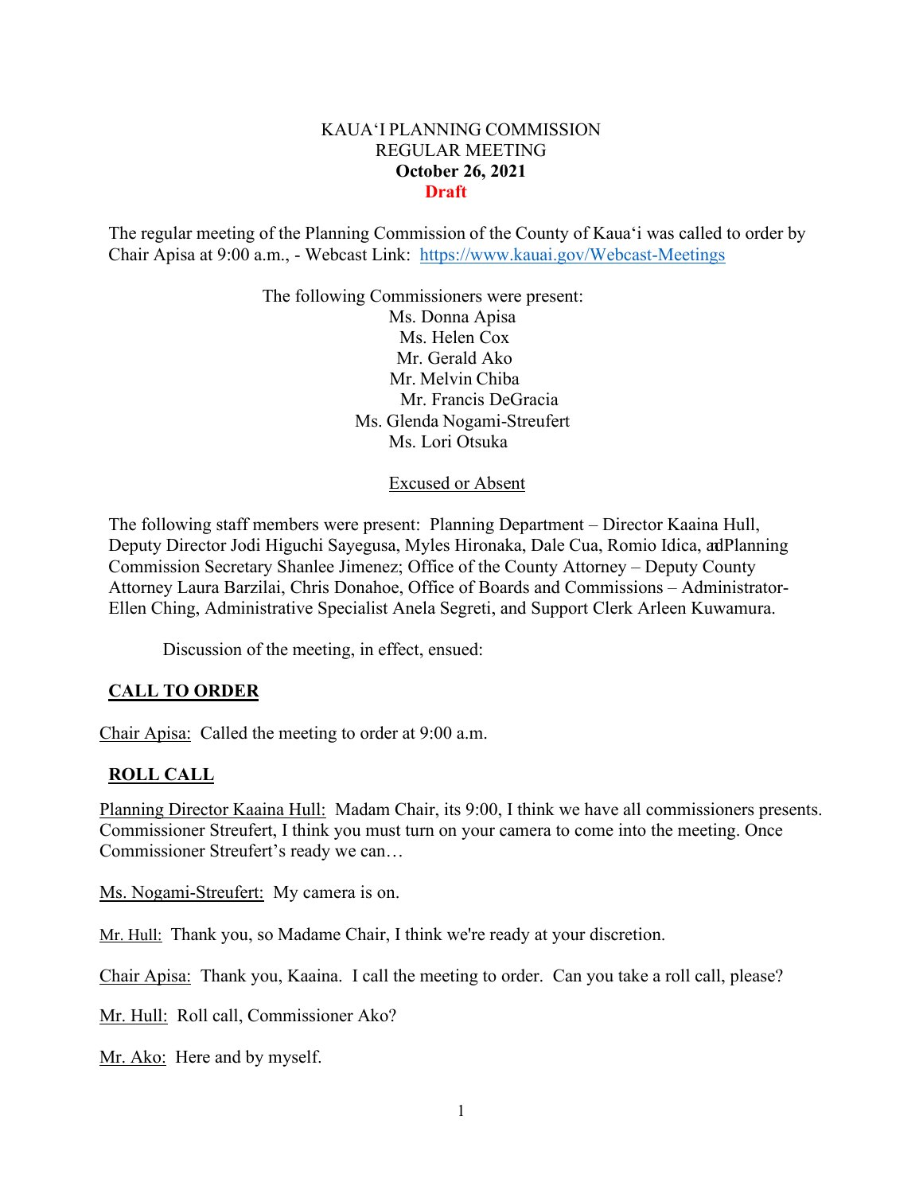KAUAʻI PLANNING COMMISSION
REGULAR MEETING
**October 26, 2021**
**Draft**

The regular meeting of the Planning Commission of the County of Kauaʻi was called to order by Chair Apisa at 9:00 a.m., - Webcast Link: https://www.kauai.gov/Webcast-Meetings

The following Commissioners were present:
Ms. Donna Apisa
Ms. Helen Cox
Mr. Gerald Ako
Mr. Melvin Chiba
Mr. Francis DeGracia
Ms. Glenda Nogami-Streufert
Ms. Lori Otsuka

Excused or Absent

The following staff members were present: Planning Department – Director Kaaina Hull, Deputy Director Jodi Higuchi Sayegusa, Myles Hironaka, Dale Cua, Romio Idica, and Planning Commission Secretary Shanlee Jimenez; Office of the County Attorney – Deputy County Attorney Laura Barzilai, Chris Donahoe, Office of Boards and Commissions – Administrator-Ellen Ching, Administrative Specialist Anela Segreti, and Support Clerk Arleen Kuwamura.

Discussion of the meeting, in effect, ensued:

## CALL TO ORDER

Chair Apisa: Called the meeting to order at 9:00 a.m.

## ROLL CALL

Planning Director Kaaina Hull: Madam Chair, its 9:00, I think we have all commissioners presents. Commissioner Streufert, I think you must turn on your camera to come into the meeting. Once Commissioner Streufert's ready we can…

Ms. Nogami-Streufert: My camera is on.

Mr. Hull: Thank you, so Madame Chair, I think we're ready at your discretion.

Chair Apisa: Thank you, Kaaina. I call the meeting to order. Can you take a roll call, please?

Mr. Hull: Roll call, Commissioner Ako?

Mr. Ako: Here and by myself.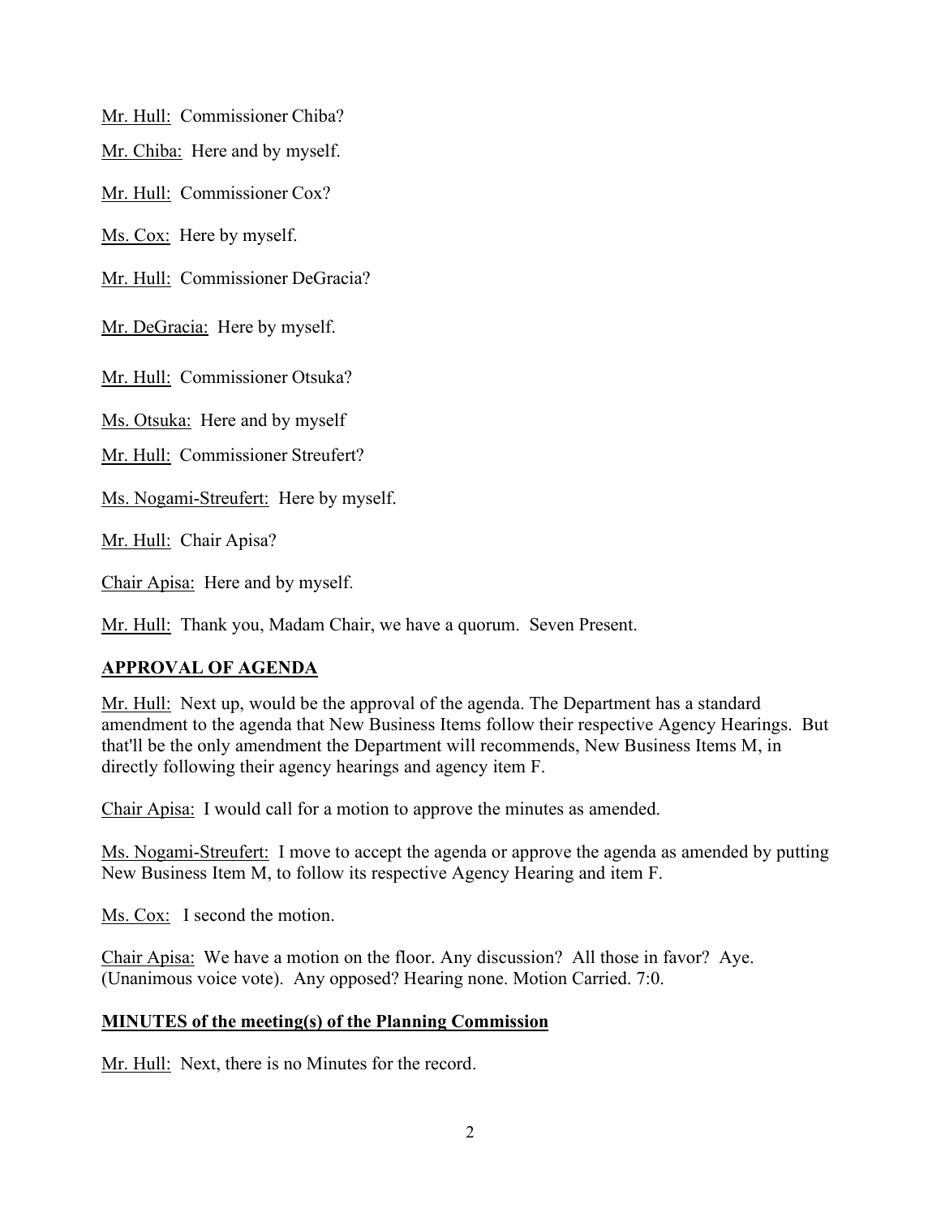Mr. Hull: Commissioner Chiba?

Mr. Chiba: Here and by myself.

Mr. Hull: Commissioner Cox?

Ms. Cox: Here by myself.

Mr. Hull: Commissioner DeGracia?

Mr. DeGracia: Here by myself.

Mr. Hull: Commissioner Otsuka?

Ms. Otsuka: Here and by myself

Mr. Hull: Commissioner Streufert?

Ms. Nogami-Streufert: Here by myself.

Mr. Hull: Chair Apisa?

Chair Apisa: Here and by myself.

Mr. Hull: Thank you, Madam Chair, we have a quorum. Seven Present.

## APPROVAL OF AGENDA

Mr. Hull: Next up, would be the approval of the agenda. The Department has a standard amendment to the agenda that New Business Items follow their respective Agency Hearings. But that'll be the only amendment the Department will recommends, New Business Items M, in directly following their agency hearings and agency item F.

Chair Apisa: I would call for a motion to approve the minutes as amended.

Ms. Nogami-Streufert: I move to accept the agenda or approve the agenda as amended by putting New Business Item M, to follow its respective Agency Hearing and item F.

Ms. Cox: I second the motion.

Chair Apisa: We have a motion on the floor. Any discussion? All those in favor? Aye. (Unanimous voice vote). Any opposed? Hearing none. Motion Carried. 7:0.

## MINUTES of the meeting(s) of the Planning Commission

Mr. Hull: Next, there is no Minutes for the record.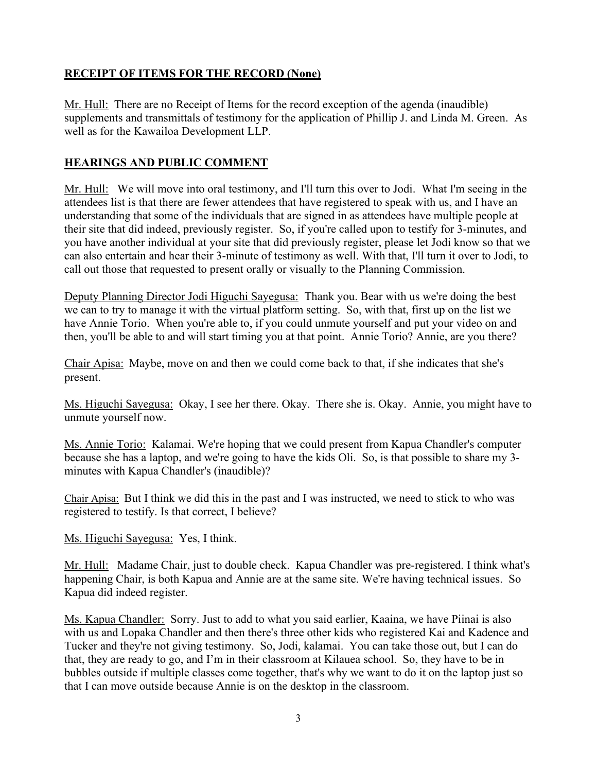**RECEIPT OF ITEMS FOR THE RECORD (None)**

Mr. Hull: There are no Receipt of Items for the record exception of the agenda (inaudible) supplements and transmittals of testimony for the application of Phillip J. and Linda M. Green. As well as for the Kawailoa Development LLP.

**HEARINGS AND PUBLIC COMMENT**

Mr. Hull: We will move into oral testimony, and I'll turn this over to Jodi. What I'm seeing in the attendees list is that there are fewer attendees that have registered to speak with us, and I have an understanding that some of the individuals that are signed in as attendees have multiple people at their site that did indeed, previously register. So, if you're called upon to testify for 3-minutes, and you have another individual at your site that did previously register, please let Jodi know so that we can also entertain and hear their 3-minute of testimony as well. With that, I'll turn it over to Jodi, to call out those that requested to present orally or visually to the Planning Commission.

Deputy Planning Director Jodi Higuchi Sayegusa: Thank you. Bear with us we're doing the best we can to try to manage it with the virtual platform setting. So, with that, first up on the list we have Annie Torio. When you're able to, if you could unmute yourself and put your video on and then, you'll be able to and will start timing you at that point. Annie Torio? Annie, are you there?

Chair Apisa: Maybe, move on and then we could come back to that, if she indicates that she's present.

Ms. Higuchi Sayegusa: Okay, I see her there. Okay. There she is. Okay. Annie, you might have to unmute yourself now.

Ms. Annie Torio: Kalamai. We're hoping that we could present from Kapua Chandler's computer because she has a laptop, and we're going to have the kids Oli. So, is that possible to share my 3-minutes with Kapua Chandler's (inaudible)?

Chair Apisa: But I think we did this in the past and I was instructed, we need to stick to who was registered to testify. Is that correct, I believe?

Ms. Higuchi Sayegusa: Yes, I think.

Mr. Hull: Madame Chair, just to double check. Kapua Chandler was pre-registered. I think what's happening Chair, is both Kapua and Annie are at the same site. We're having technical issues. So Kapua did indeed register.

Ms. Kapua Chandler: Sorry. Just to add to what you said earlier, Kaaina, we have Piinai is also with us and Lopaka Chandler and then there's three other kids who registered Kai and Kadence and Tucker and they're not giving testimony. So, Jodi, kalamai. You can take those out, but I can do that, they are ready to go, and I'm in their classroom at Kilauea school. So, they have to be in bubbles outside if multiple classes come together, that's why we want to do it on the laptop just so that I can move outside because Annie is on the desktop in the classroom.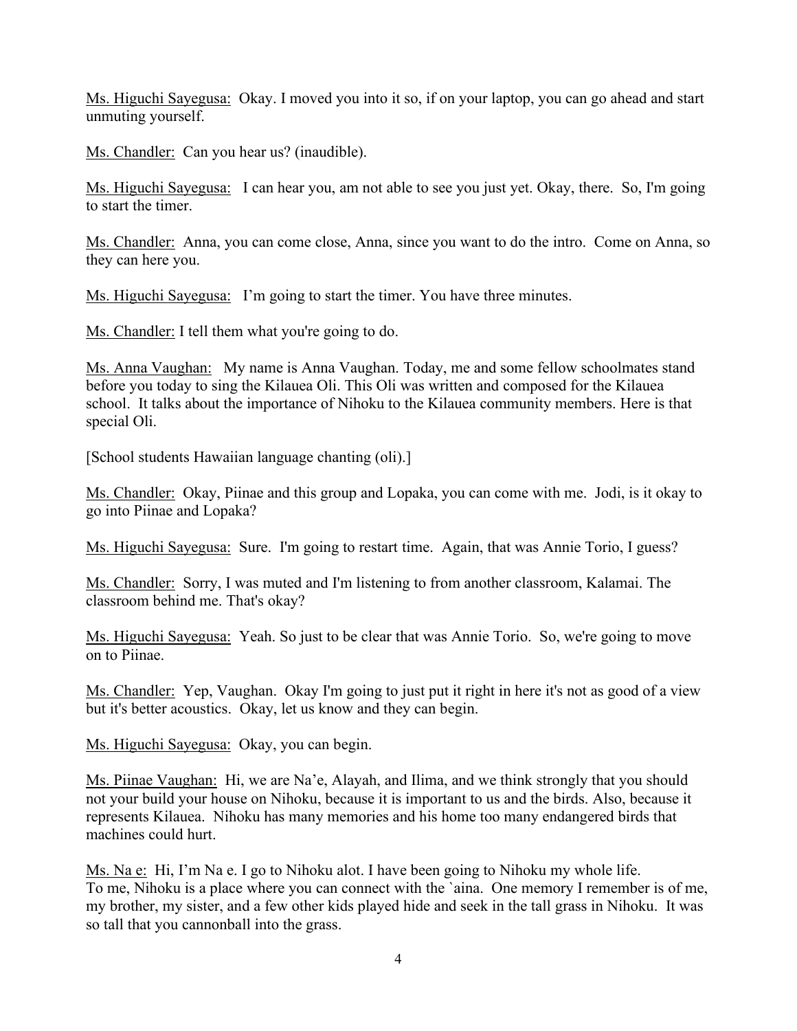Ms. Higuchi Sayegusa: Okay. I moved you into it so, if on your laptop, you can go ahead and start unmuting yourself.

Ms. Chandler: Can you hear us? (inaudible).

Ms. Higuchi Sayegusa: I can hear you, am not able to see you just yet. Okay, there. So, I'm going to start the timer.

Ms. Chandler: Anna, you can come close, Anna, since you want to do the intro. Come on Anna, so they can here you.

Ms. Higuchi Sayegusa: I'm going to start the timer. You have three minutes.

Ms. Chandler: I tell them what you're going to do.

Ms. Anna Vaughan: My name is Anna Vaughan. Today, me and some fellow schoolmates stand before you today to sing the Kilauea Oli. This Oli was written and composed for the Kilauea school. It talks about the importance of Nihoku to the Kilauea community members. Here is that special Oli.

[School students Hawaiian language chanting (oli).]

Ms. Chandler: Okay, Piinae and this group and Lopaka, you can come with me. Jodi, is it okay to go into Piinae and Lopaka?

Ms. Higuchi Sayegusa: Sure. I'm going to restart time. Again, that was Annie Torio, I guess?

Ms. Chandler: Sorry, I was muted and I'm listening to from another classroom, Kalamai. The classroom behind me. That's okay?

Ms. Higuchi Sayegusa: Yeah. So just to be clear that was Annie Torio. So, we're going to move on to Piinae.

Ms. Chandler: Yep, Vaughan. Okay I'm going to just put it right in here it's not as good of a view but it's better acoustics. Okay, let us know and they can begin.

Ms. Higuchi Sayegusa: Okay, you can begin.

Ms. Piinae Vaughan: Hi, we are Na'e, Alayah, and Ilima, and we think strongly that you should not your build your house on Nihoku, because it is important to us and the birds. Also, because it represents Kilauea. Nihoku has many memories and his home too many endangered birds that machines could hurt.

Ms. Na e: Hi, I'm Na e. I go to Nihoku alot. I have been going to Nihoku my whole life. To me, Nihoku is a place where you can connect with the `aina. One memory I remember is of me, my brother, my sister, and a few other kids played hide and seek in the tall grass in Nihoku. It was so tall that you cannonball into the grass.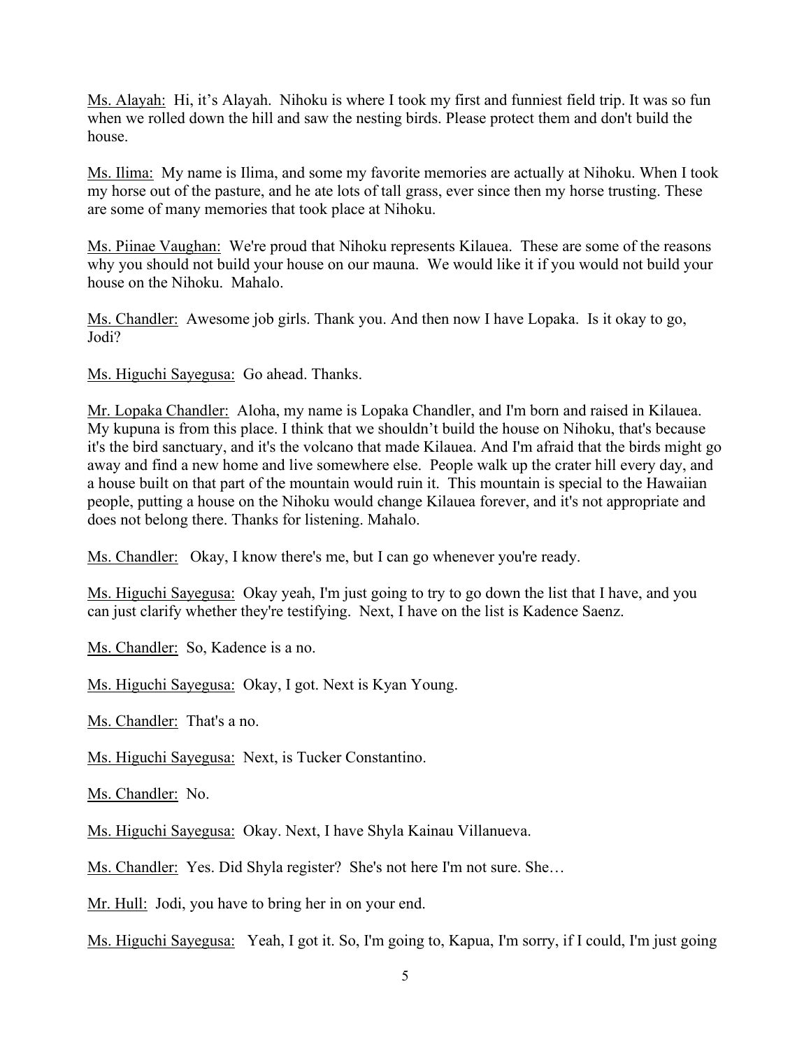Ms. Alayah: Hi, it's Alayah. Nihoku is where I took my first and funniest field trip. It was so fun when we rolled down the hill and saw the nesting birds. Please protect them and don't build the house.

Ms. Ilima: My name is Ilima, and some my favorite memories are actually at Nihoku. When I took my horse out of the pasture, and he ate lots of tall grass, ever since then my horse trusting. These are some of many memories that took place at Nihoku.

Ms. Piinae Vaughan: We're proud that Nihoku represents Kilauea. These are some of the reasons why you should not build your house on our mauna. We would like it if you would not build your house on the Nihoku. Mahalo.

Ms. Chandler: Awesome job girls. Thank you. And then now I have Lopaka. Is it okay to go, Jodi?

Ms. Higuchi Sayegusa: Go ahead. Thanks.

Mr. Lopaka Chandler: Aloha, my name is Lopaka Chandler, and I'm born and raised in Kilauea. My kupuna is from this place. I think that we shouldn't build the house on Nihoku, that's because it's the bird sanctuary, and it's the volcano that made Kilauea. And I'm afraid that the birds might go away and find a new home and live somewhere else. People walk up the crater hill every day, and a house built on that part of the mountain would ruin it. This mountain is special to the Hawaiian people, putting a house on the Nihoku would change Kilauea forever, and it's not appropriate and does not belong there. Thanks for listening. Mahalo.

Ms. Chandler: Okay, I know there's me, but I can go whenever you're ready.

Ms. Higuchi Sayegusa: Okay yeah, I'm just going to try to go down the list that I have, and you can just clarify whether they're testifying. Next, I have on the list is Kadence Saenz.

Ms. Chandler: So, Kadence is a no.

Ms. Higuchi Sayegusa: Okay, I got. Next is Kyan Young.

Ms. Chandler: That's a no.

Ms. Higuchi Sayegusa: Next, is Tucker Constantino.

Ms. Chandler: No.

Ms. Higuchi Sayegusa: Okay. Next, I have Shyla Kainau Villanueva.

Ms. Chandler: Yes. Did Shyla register? She's not here I'm not sure. She…

Mr. Hull: Jodi, you have to bring her in on your end.

Ms. Higuchi Sayegusa: Yeah, I got it. So, I'm going to, Kapua, I'm sorry, if I could, I'm just going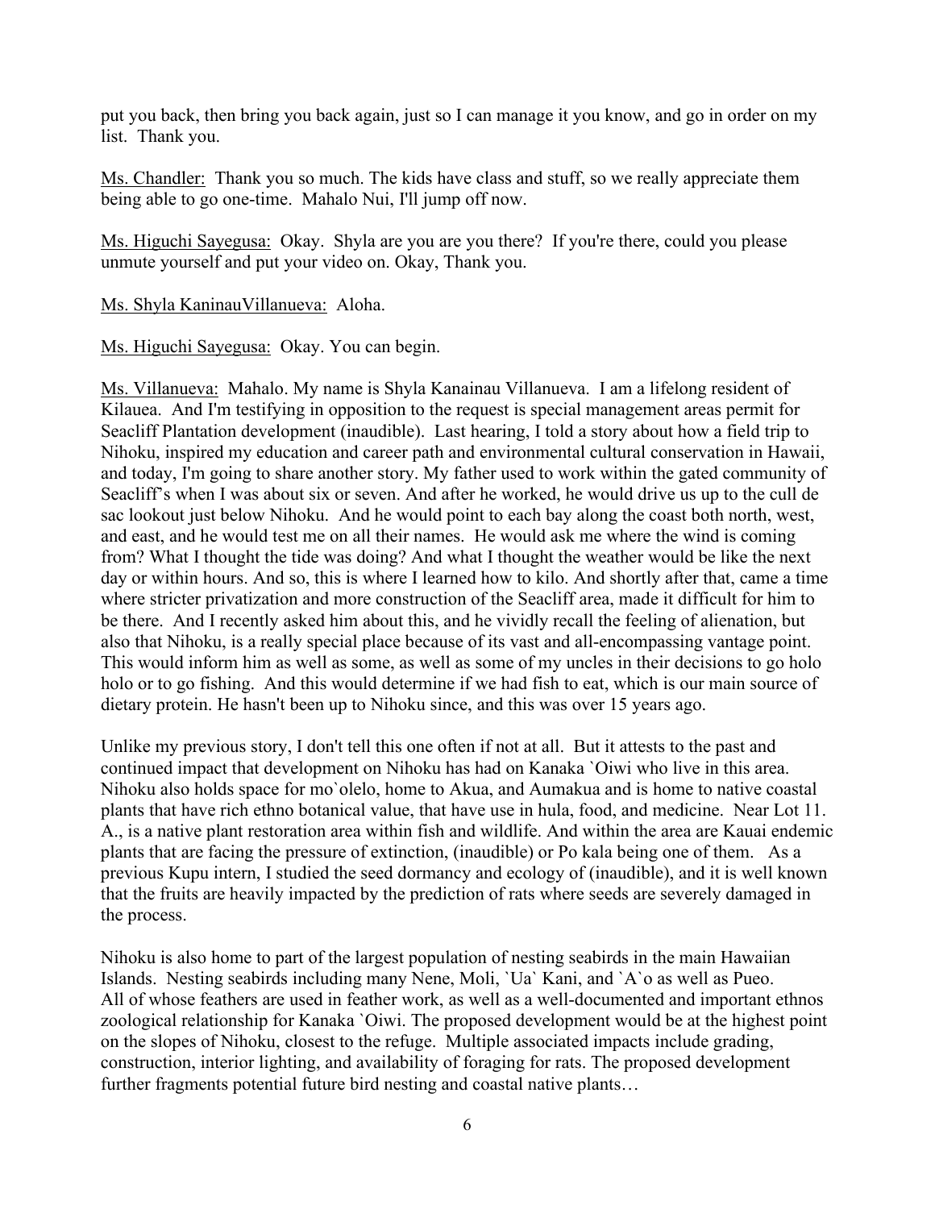put you back, then bring you back again, just so I can manage it you know, and go in order on my list. Thank you.

Ms. Chandler: Thank you so much. The kids have class and stuff, so we really appreciate them being able to go one-time. Mahalo Nui, I'll jump off now.

Ms. Higuchi Sayegusa: Okay. Shyla are you are you there? If you're there, could you please unmute yourself and put your video on. Okay, Thank you.

Ms. Shyla KaninauVillanueva: Aloha.

Ms. Higuchi Sayegusa: Okay. You can begin.

Ms. Villanueva: Mahalo. My name is Shyla Kanainau Villanueva. I am a lifelong resident of Kilauea. And I'm testifying in opposition to the request is special management areas permit for Seacliff Plantation development (inaudible). Last hearing, I told a story about how a field trip to Nihoku, inspired my education and career path and environmental cultural conservation in Hawaii, and today, I'm going to share another story. My father used to work within the gated community of Seacliff's when I was about six or seven. And after he worked, he would drive us up to the cull de sac lookout just below Nihoku. And he would point to each bay along the coast both north, west, and east, and he would test me on all their names. He would ask me where the wind is coming from? What I thought the tide was doing? And what I thought the weather would be like the next day or within hours. And so, this is where I learned how to kilo. And shortly after that, came a time where stricter privatization and more construction of the Seacliff area, made it difficult for him to be there. And I recently asked him about this, and he vividly recall the feeling of alienation, but also that Nihoku, is a really special place because of its vast and all-encompassing vantage point. This would inform him as well as some, as well as some of my uncles in their decisions to go holo holo or to go fishing. And this would determine if we had fish to eat, which is our main source of dietary protein. He hasn't been up to Nihoku since, and this was over 15 years ago.

Unlike my previous story, I don't tell this one often if not at all. But it attests to the past and continued impact that development on Nihoku has had on Kanaka `Oiwi who live in this area. Nihoku also holds space for mo`olelo, home to Akua, and Aumakua and is home to native coastal plants that have rich ethno botanical value, that have use in hula, food, and medicine. Near Lot 11. A., is a native plant restoration area within fish and wildlife. And within the area are Kauai endemic plants that are facing the pressure of extinction, (inaudible) or Po kala being one of them. As a previous Kupu intern, I studied the seed dormancy and ecology of (inaudible), and it is well known that the fruits are heavily impacted by the prediction of rats where seeds are severely damaged in the process.

Nihoku is also home to part of the largest population of nesting seabirds in the main Hawaiian Islands. Nesting seabirds including many Nene, Moli, `Ua` Kani, and `A`o as well as Pueo. All of whose feathers are used in feather work, as well as a well-documented and important ethnos zoological relationship for Kanaka `Oiwi. The proposed development would be at the highest point on the slopes of Nihoku, closest to the refuge. Multiple associated impacts include grading, construction, interior lighting, and availability of foraging for rats. The proposed development further fragments potential future bird nesting and coastal native plants…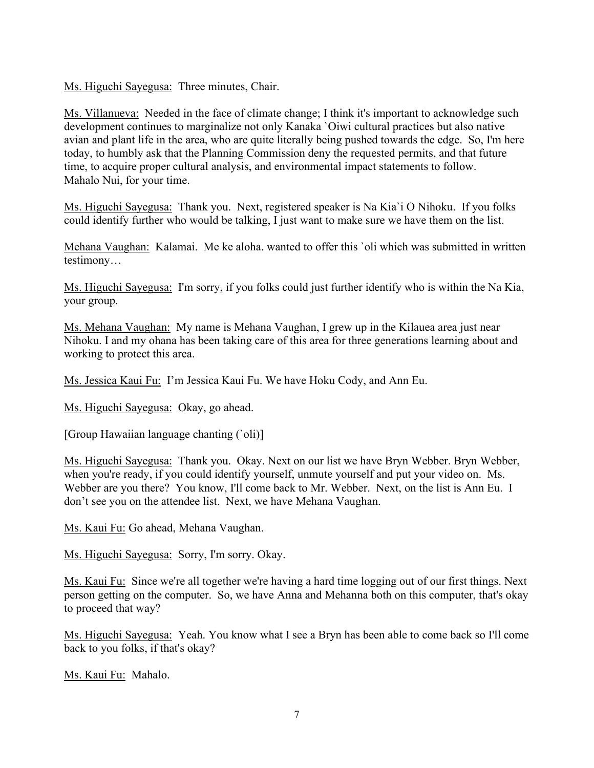Ms. Higuchi Sayegusa: Three minutes, Chair.

Ms. Villanueva: Needed in the face of climate change; I think it's important to acknowledge such development continues to marginalize not only Kanaka `Oiwi cultural practices but also native avian and plant life in the area, who are quite literally being pushed towards the edge. So, I'm here today, to humbly ask that the Planning Commission deny the requested permits, and that future time, to acquire proper cultural analysis, and environmental impact statements to follow. Mahalo Nui, for your time.

Ms. Higuchi Sayegusa: Thank you. Next, registered speaker is Na Kia`i O Nihoku. If you folks could identify further who would be talking, I just want to make sure we have them on the list.

Mehana Vaughan: Kalamai. Me ke aloha. wanted to offer this `oli which was submitted in written testimony…

Ms. Higuchi Sayegusa: I'm sorry, if you folks could just further identify who is within the Na Kia, your group.

Ms. Mehana Vaughan: My name is Mehana Vaughan, I grew up in the Kilauea area just near Nihoku. I and my ohana has been taking care of this area for three generations learning about and working to protect this area.

Ms. Jessica Kaui Fu: I'm Jessica Kaui Fu. We have Hoku Cody, and Ann Eu.

Ms. Higuchi Sayegusa: Okay, go ahead.

[Group Hawaiian language chanting (`oli)]

Ms. Higuchi Sayegusa: Thank you. Okay. Next on our list we have Bryn Webber. Bryn Webber, when you're ready, if you could identify yourself, unmute yourself and put your video on. Ms. Webber are you there? You know, I'll come back to Mr. Webber. Next, on the list is Ann Eu. I don't see you on the attendee list. Next, we have Mehana Vaughan.

Ms. Kaui Fu: Go ahead, Mehana Vaughan.

Ms. Higuchi Sayegusa: Sorry, I'm sorry. Okay.

Ms. Kaui Fu: Since we're all together we're having a hard time logging out of our first things. Next person getting on the computer. So, we have Anna and Mehanna both on this computer, that's okay to proceed that way?

Ms. Higuchi Sayegusa: Yeah. You know what I see a Bryn has been able to come back so I'll come back to you folks, if that's okay?

Ms. Kaui Fu: Mahalo.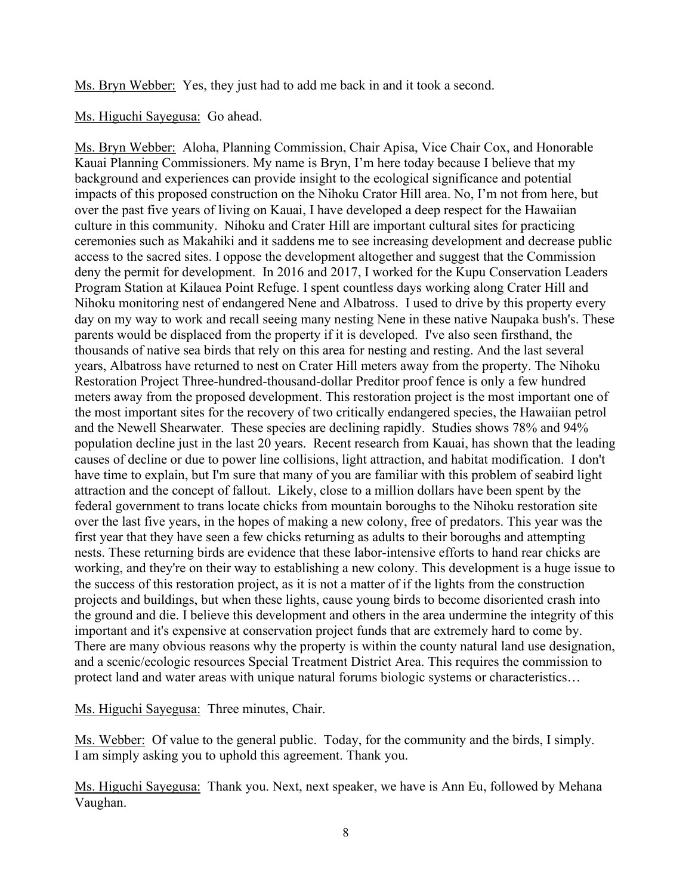Ms. Bryn Webber: Yes, they just had to add me back in and it took a second.

Ms. Higuchi Sayegusa: Go ahead.

Ms. Bryn Webber: Aloha, Planning Commission, Chair Apisa, Vice Chair Cox, and Honorable Kauai Planning Commissioners. My name is Bryn, I'm here today because I believe that my background and experiences can provide insight to the ecological significance and potential impacts of this proposed construction on the Nihoku Crator Hill area. No, I'm not from here, but over the past five years of living on Kauai, I have developed a deep respect for the Hawaiian culture in this community. Nihoku and Crater Hill are important cultural sites for practicing ceremonies such as Makahiki and it saddens me to see increasing development and decrease public access to the sacred sites. I oppose the development altogether and suggest that the Commission deny the permit for development. In 2016 and 2017, I worked for the Kupu Conservation Leaders Program Station at Kilauea Point Refuge. I spent countless days working along Crater Hill and Nihoku monitoring nest of endangered Nene and Albatross. I used to drive by this property every day on my way to work and recall seeing many nesting Nene in these native Naupaka bush's. These parents would be displaced from the property if it is developed. I've also seen firsthand, the thousands of native sea birds that rely on this area for nesting and resting. And the last several years, Albatross have returned to nest on Crater Hill meters away from the property. The Nihoku Restoration Project Three-hundred-thousand-dollar Preditor proof fence is only a few hundred meters away from the proposed development. This restoration project is the most important one of the most important sites for the recovery of two critically endangered species, the Hawaiian petrol and the Newell Shearwater. These species are declining rapidly. Studies shows 78% and 94% population decline just in the last 20 years. Recent research from Kauai, has shown that the leading causes of decline or due to power line collisions, light attraction, and habitat modification. I don't have time to explain, but I'm sure that many of you are familiar with this problem of seabird light attraction and the concept of fallout. Likely, close to a million dollars have been spent by the federal government to trans locate chicks from mountain boroughs to the Nihoku restoration site over the last five years, in the hopes of making a new colony, free of predators. This year was the first year that they have seen a few chicks returning as adults to their boroughs and attempting nests. These returning birds are evidence that these labor-intensive efforts to hand rear chicks are working, and they're on their way to establishing a new colony. This development is a huge issue to the success of this restoration project, as it is not a matter of if the lights from the construction projects and buildings, but when these lights, cause young birds to become disoriented crash into the ground and die. I believe this development and others in the area undermine the integrity of this important and it's expensive at conservation project funds that are extremely hard to come by. There are many obvious reasons why the property is within the county natural land use designation, and a scenic/ecologic resources Special Treatment District Area. This requires the commission to protect land and water areas with unique natural forums biologic systems or characteristics…

Ms. Higuchi Sayegusa: Three minutes, Chair.

Ms. Webber: Of value to the general public. Today, for the community and the birds, I simply. I am simply asking you to uphold this agreement. Thank you.

Ms. Higuchi Sayegusa: Thank you. Next, next speaker, we have is Ann Eu, followed by Mehana Vaughan.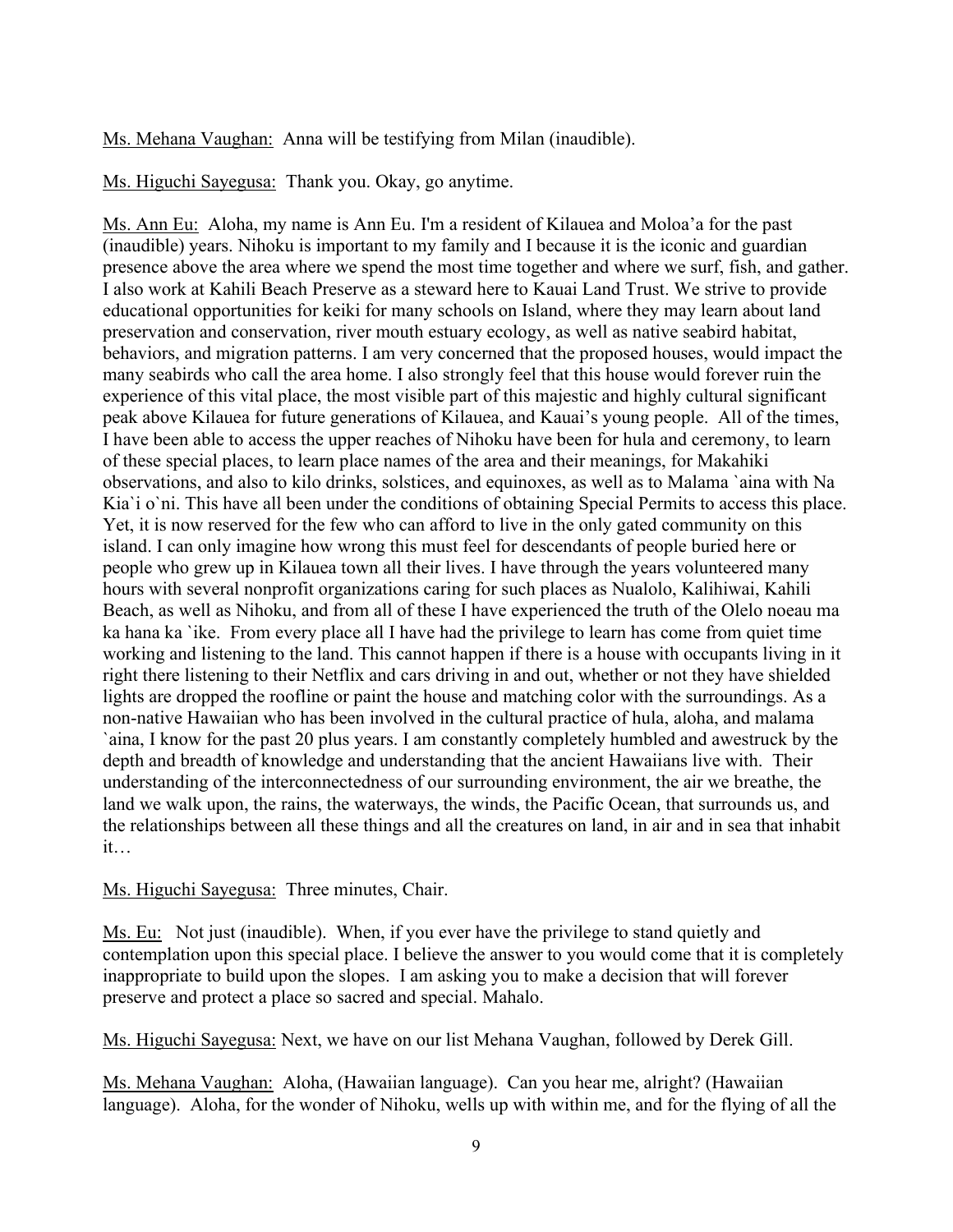Ms. Mehana Vaughan: Anna will be testifying from Milan (inaudible).

Ms. Higuchi Sayegusa: Thank you. Okay, go anytime.

Ms. Ann Eu: Aloha, my name is Ann Eu. I'm a resident of Kilauea and Moloa'a for the past (inaudible) years. Nihoku is important to my family and I because it is the iconic and guardian presence above the area where we spend the most time together and where we surf, fish, and gather. I also work at Kahili Beach Preserve as a steward here to Kauai Land Trust. We strive to provide educational opportunities for keiki for many schools on Island, where they may learn about land preservation and conservation, river mouth estuary ecology, as well as native seabird habitat, behaviors, and migration patterns. I am very concerned that the proposed houses, would impact the many seabirds who call the area home. I also strongly feel that this house would forever ruin the experience of this vital place, the most visible part of this majestic and highly cultural significant peak above Kilauea for future generations of Kilauea, and Kauai's young people. All of the times, I have been able to access the upper reaches of Nihoku have been for hula and ceremony, to learn of these special places, to learn place names of the area and their meanings, for Makahiki observations, and also to kilo drinks, solstices, and equinoxes, as well as to Malama `aina with Na Kia`i o`ni. This have all been under the conditions of obtaining Special Permits to access this place. Yet, it is now reserved for the few who can afford to live in the only gated community on this island. I can only imagine how wrong this must feel for descendants of people buried here or people who grew up in Kilauea town all their lives. I have through the years volunteered many hours with several nonprofit organizations caring for such places as Nualolo, Kalihiwai, Kahili Beach, as well as Nihoku, and from all of these I have experienced the truth of the Olelo noeau ma ka hana ka `ike. From every place all I have had the privilege to learn has come from quiet time working and listening to the land. This cannot happen if there is a house with occupants living in it right there listening to their Netflix and cars driving in and out, whether or not they have shielded lights are dropped the roofline or paint the house and matching color with the surroundings. As a non-native Hawaiian who has been involved in the cultural practice of hula, aloha, and malama `aina, I know for the past 20 plus years. I am constantly completely humbled and awestruck by the depth and breadth of knowledge and understanding that the ancient Hawaiians live with. Their understanding of the interconnectedness of our surrounding environment, the air we breathe, the land we walk upon, the rains, the waterways, the winds, the Pacific Ocean, that surrounds us, and the relationships between all these things and all the creatures on land, in air and in sea that inhabit it…

Ms. Higuchi Sayegusa: Three minutes, Chair.

Ms. Eu: Not just (inaudible). When, if you ever have the privilege to stand quietly and contemplation upon this special place. I believe the answer to you would come that it is completely inappropriate to build upon the slopes. I am asking you to make a decision that will forever preserve and protect a place so sacred and special. Mahalo.

Ms. Higuchi Sayegusa: Next, we have on our list Mehana Vaughan, followed by Derek Gill.

Ms. Mehana Vaughan: Aloha, (Hawaiian language). Can you hear me, alright? (Hawaiian language). Aloha, for the wonder of Nihoku, wells up with within me, and for the flying of all the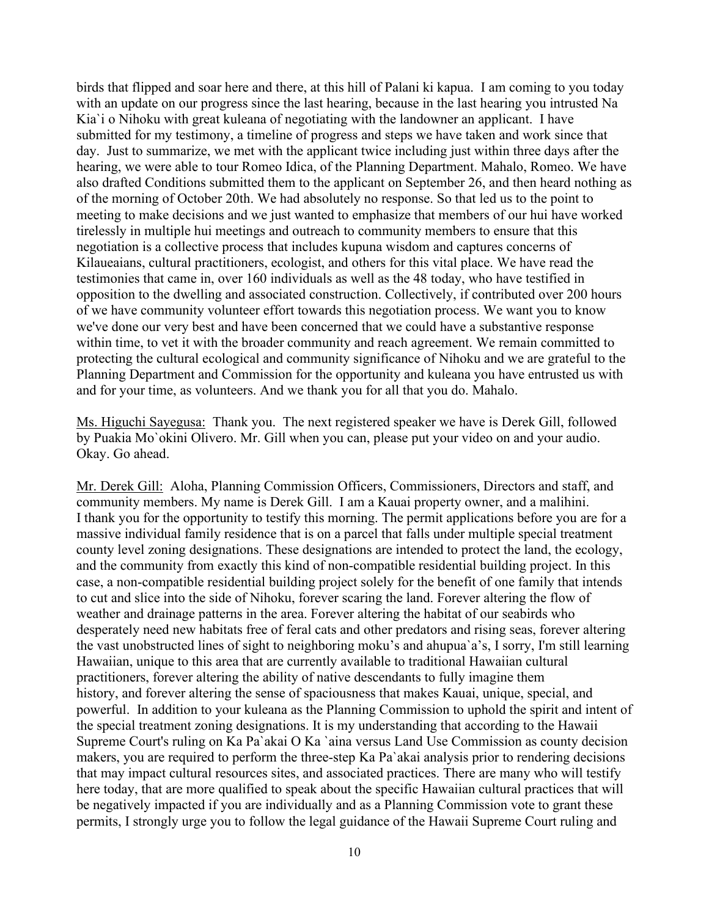birds that flipped and soar here and there, at this hill of Palani ki kapua. I am coming to you today with an update on our progress since the last hearing, because in the last hearing you intrusted Na Kia`i o Nihoku with great kuleana of negotiating with the landowner an applicant. I have submitted for my testimony, a timeline of progress and steps we have taken and work since that day. Just to summarize, we met with the applicant twice including just within three days after the hearing, we were able to tour Romeo Idica, of the Planning Department. Mahalo, Romeo. We have also drafted Conditions submitted them to the applicant on September 26, and then heard nothing as of the morning of October 20th. We had absolutely no response. So that led us to the point to meeting to make decisions and we just wanted to emphasize that members of our hui have worked tirelessly in multiple hui meetings and outreach to community members to ensure that this negotiation is a collective process that includes kupuna wisdom and captures concerns of Kilaueaians, cultural practitioners, ecologist, and others for this vital place. We have read the testimonies that came in, over 160 individuals as well as the 48 today, who have testified in opposition to the dwelling and associated construction. Collectively, if contributed over 200 hours of we have community volunteer effort towards this negotiation process. We want you to know we've done our very best and have been concerned that we could have a substantive response within time, to vet it with the broader community and reach agreement. We remain committed to protecting the cultural ecological and community significance of Nihoku and we are grateful to the Planning Department and Commission for the opportunity and kuleana you have entrusted us with and for your time, as volunteers. And we thank you for all that you do. Mahalo.

<u>Ms. Higuchi Sayegusa:</u> Thank you. The next registered speaker we have is Derek Gill, followed by Puakia Mo`okini Olivero. Mr. Gill when you can, please put your video on and your audio. Okay. Go ahead.

<u>Mr. Derek Gill:</u> Aloha, Planning Commission Officers, Commissioners, Directors and staff, and community members. My name is Derek Gill. I am a Kauai property owner, and a malihini. I thank you for the opportunity to testify this morning. The permit applications before you are for a massive individual family residence that is on a parcel that falls under multiple special treatment county level zoning designations. These designations are intended to protect the land, the ecology, and the community from exactly this kind of non-compatible residential building project. In this case, a non-compatible residential building project solely for the benefit of one family that intends to cut and slice into the side of Nihoku, forever scaring the land. Forever altering the flow of weather and drainage patterns in the area. Forever altering the habitat of our seabirds who desperately need new habitats free of feral cats and other predators and rising seas, forever altering the vast unobstructed lines of sight to neighboring moku's and ahupua`a's, I sorry, I'm still learning Hawaiian, unique to this area that are currently available to traditional Hawaiian cultural practitioners, forever altering the ability of native descendants to fully imagine them history, and forever altering the sense of spaciousness that makes Kauai, unique, special, and powerful. In addition to your kuleana as the Planning Commission to uphold the spirit and intent of the special treatment zoning designations. It is my understanding that according to the Hawaii Supreme Court's ruling on Ka Pa`akai O Ka `aina versus Land Use Commission as county decision makers, you are required to perform the three-step Ka Pa`akai analysis prior to rendering decisions that may impact cultural resources sites, and associated practices. There are many who will testify here today, that are more qualified to speak about the specific Hawaiian cultural practices that will be negatively impacted if you are individually and as a Planning Commission vote to grant these permits, I strongly urge you to follow the legal guidance of the Hawaii Supreme Court ruling and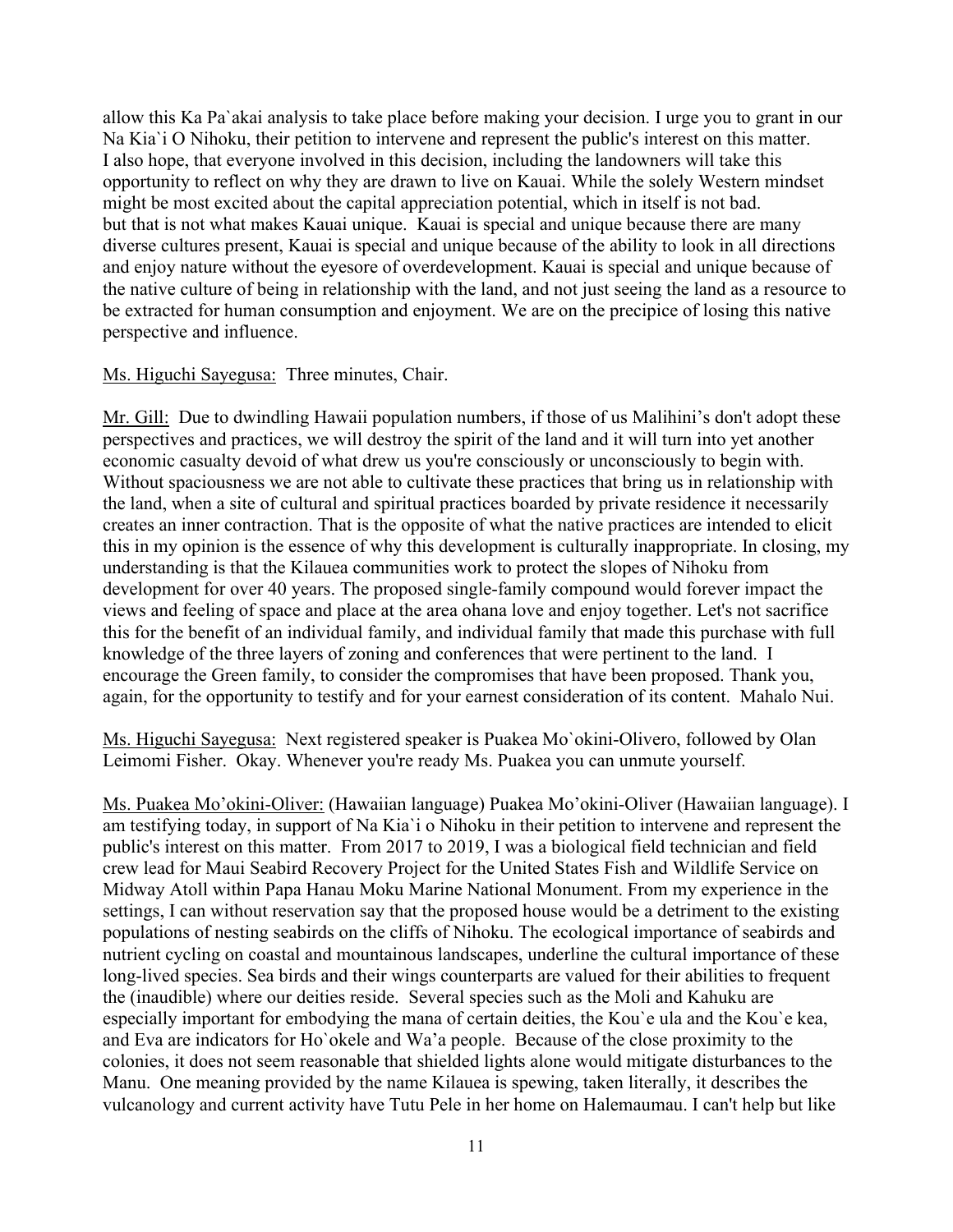allow this Ka Pa`akai analysis to take place before making your decision. I urge you to grant in our Na Kia`i O Nihoku, their petition to intervene and represent the public's interest on this matter. I also hope, that everyone involved in this decision, including the landowners will take this opportunity to reflect on why they are drawn to live on Kauai. While the solely Western mindset might be most excited about the capital appreciation potential, which in itself is not bad. but that is not what makes Kauai unique. Kauai is special and unique because there are many diverse cultures present, Kauai is special and unique because of the ability to look in all directions and enjoy nature without the eyesore of overdevelopment. Kauai is special and unique because of the native culture of being in relationship with the land, and not just seeing the land as a resource to be extracted for human consumption and enjoyment. We are on the precipice of losing this native perspective and influence.

<u>Ms. Higuchi Sayegusa:</u> Three minutes, Chair.

<u>Mr. Gill:</u> Due to dwindling Hawaii population numbers, if those of us Malihini's don't adopt these perspectives and practices, we will destroy the spirit of the land and it will turn into yet another economic casualty devoid of what drew us you're consciously or unconsciously to begin with. Without spaciousness we are not able to cultivate these practices that bring us in relationship with the land, when a site of cultural and spiritual practices boarded by private residence it necessarily creates an inner contraction. That is the opposite of what the native practices are intended to elicit this in my opinion is the essence of why this development is culturally inappropriate. In closing, my understanding is that the Kilauea communities work to protect the slopes of Nihoku from development for over 40 years. The proposed single-family compound would forever impact the views and feeling of space and place at the area ohana love and enjoy together. Let's not sacrifice this for the benefit of an individual family, and individual family that made this purchase with full knowledge of the three layers of zoning and conferences that were pertinent to the land. I encourage the Green family, to consider the compromises that have been proposed. Thank you, again, for the opportunity to testify and for your earnest consideration of its content. Mahalo Nui.

<u>Ms. Higuchi Sayegusa:</u> Next registered speaker is Puakea Mo`okini-Olivero, followed by Olan Leimomi Fisher. Okay. Whenever you're ready Ms. Puakea you can unmute yourself.

<u>Ms. Puakea Mo'okini-Oliver:</u> (Hawaiian language) Puakea Mo'okini-Oliver (Hawaiian language). I am testifying today, in support of Na Kia`i o Nihoku in their petition to intervene and represent the public's interest on this matter. From 2017 to 2019, I was a biological field technician and field crew lead for Maui Seabird Recovery Project for the United States Fish and Wildlife Service on Midway Atoll within Papa Hanau Moku Marine National Monument. From my experience in the settings, I can without reservation say that the proposed house would be a detriment to the existing populations of nesting seabirds on the cliffs of Nihoku. The ecological importance of seabirds and nutrient cycling on coastal and mountainous landscapes, underline the cultural importance of these long-lived species. Sea birds and their wings counterparts are valued for their abilities to frequent the (inaudible) where our deities reside. Several species such as the Moli and Kahuku are especially important for embodying the mana of certain deities, the Kou`e ula and the Kou`e kea, and Eva are indicators for Ho`okele and Wa'a people. Because of the close proximity to the colonies, it does not seem reasonable that shielded lights alone would mitigate disturbances to the Manu. One meaning provided by the name Kilauea is spewing, taken literally, it describes the vulcanology and current activity have Tutu Pele in her home on Halemaumau. I can't help but like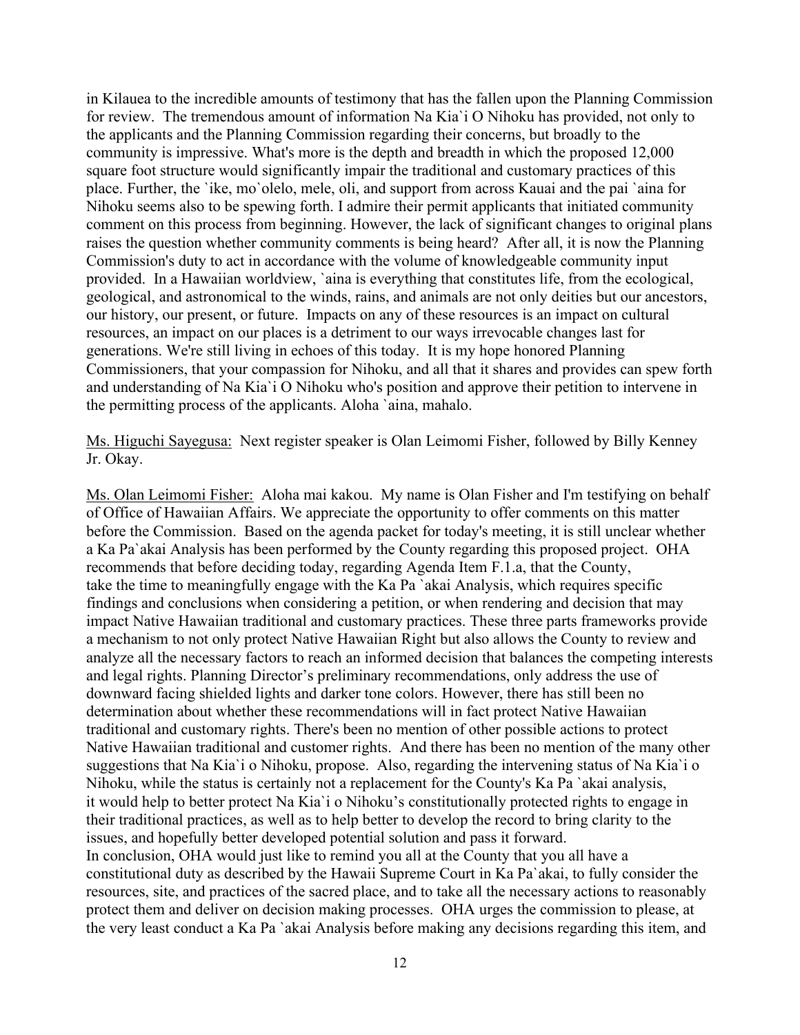in Kilauea to the incredible amounts of testimony that has the fallen upon the Planning Commission for review. The tremendous amount of information Na Kia`i O Nihoku has provided, not only to the applicants and the Planning Commission regarding their concerns, but broadly to the community is impressive. What's more is the depth and breadth in which the proposed 12,000 square foot structure would significantly impair the traditional and customary practices of this place. Further, the `ike, mo`olelo, mele, oli, and support from across Kauai and the pai `aina for Nihoku seems also to be spewing forth. I admire their permit applicants that initiated community comment on this process from beginning. However, the lack of significant changes to original plans raises the question whether community comments is being heard? After all, it is now the Planning Commission's duty to act in accordance with the volume of knowledgeable community input provided. In a Hawaiian worldview, `aina is everything that constitutes life, from the ecological, geological, and astronomical to the winds, rains, and animals are not only deities but our ancestors, our history, our present, or future. Impacts on any of these resources is an impact on cultural resources, an impact on our places is a detriment to our ways irrevocable changes last for generations. We're still living in echoes of this today. It is my hope honored Planning Commissioners, that your compassion for Nihoku, and all that it shares and provides can spew forth and understanding of Na Kia`i O Nihoku who's position and approve their petition to intervene in the permitting process of the applicants. Aloha `aina, mahalo.

Ms. Higuchi Sayegusa: Next register speaker is Olan Leimomi Fisher, followed by Billy Kenney Jr. Okay.

Ms. Olan Leimomi Fisher: Aloha mai kakou. My name is Olan Fisher and I'm testifying on behalf of Office of Hawaiian Affairs. We appreciate the opportunity to offer comments on this matter before the Commission. Based on the agenda packet for today's meeting, it is still unclear whether a Ka Pa`akai Analysis has been performed by the County regarding this proposed project. OHA recommends that before deciding today, regarding Agenda Item F.1.a, that the County, take the time to meaningfully engage with the Ka Pa `akai Analysis, which requires specific findings and conclusions when considering a petition, or when rendering and decision that may impact Native Hawaiian traditional and customary practices. These three parts frameworks provide a mechanism to not only protect Native Hawaiian Right but also allows the County to review and analyze all the necessary factors to reach an informed decision that balances the competing interests and legal rights. Planning Director's preliminary recommendations, only address the use of downward facing shielded lights and darker tone colors. However, there has still been no determination about whether these recommendations will in fact protect Native Hawaiian traditional and customary rights. There's been no mention of other possible actions to protect Native Hawaiian traditional and customer rights. And there has been no mention of the many other suggestions that Na Kia`i o Nihoku, propose. Also, regarding the intervening status of Na Kia`i o Nihoku, while the status is certainly not a replacement for the County's Ka Pa `akai analysis, it would help to better protect Na Kia`i o Nihoku's constitutionally protected rights to engage in their traditional practices, as well as to help better to develop the record to bring clarity to the issues, and hopefully better developed potential solution and pass it forward.

In conclusion, OHA would just like to remind you all at the County that you all have a constitutional duty as described by the Hawaii Supreme Court in Ka Pa`akai, to fully consider the resources, site, and practices of the sacred place, and to take all the necessary actions to reasonably protect them and deliver on decision making processes. OHA urges the commission to please, at the very least conduct a Ka Pa `akai Analysis before making any decisions regarding this item, and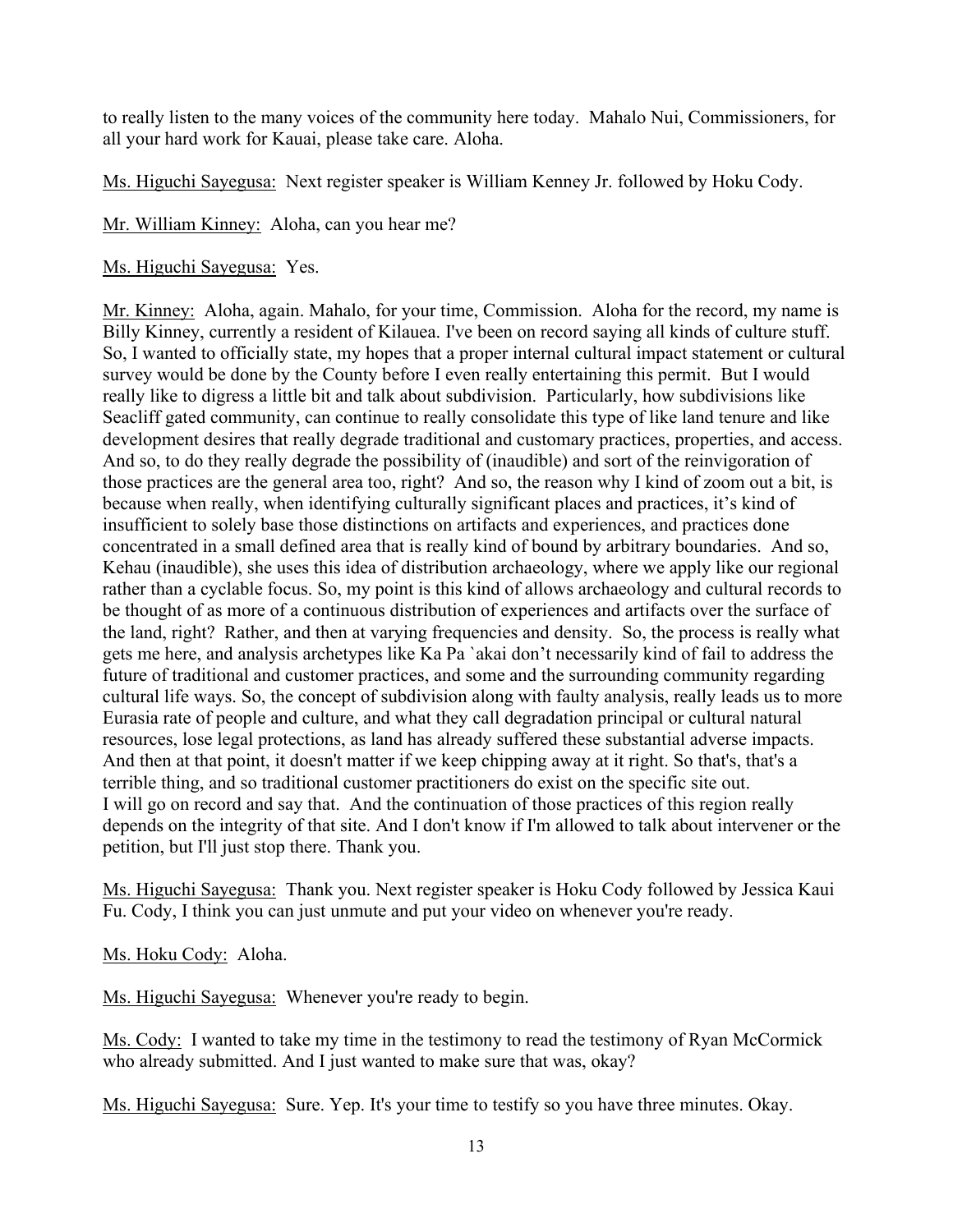to really listen to the many voices of the community here today. Mahalo Nui, Commissioners, for all your hard work for Kauai, please take care. Aloha.

Ms. Higuchi Sayegusa: Next register speaker is William Kenney Jr. followed by Hoku Cody.

Mr. William Kinney: Aloha, can you hear me?

Ms. Higuchi Sayegusa: Yes.

Mr. Kinney: Aloha, again. Mahalo, for your time, Commission. Aloha for the record, my name is Billy Kinney, currently a resident of Kilauea. I've been on record saying all kinds of culture stuff. So, I wanted to officially state, my hopes that a proper internal cultural impact statement or cultural survey would be done by the County before I even really entertaining this permit. But I would really like to digress a little bit and talk about subdivision. Particularly, how subdivisions like Seacliff gated community, can continue to really consolidate this type of like land tenure and like development desires that really degrade traditional and customary practices, properties, and access. And so, to do they really degrade the possibility of (inaudible) and sort of the reinvigoration of those practices are the general area too, right? And so, the reason why I kind of zoom out a bit, is because when really, when identifying culturally significant places and practices, it's kind of insufficient to solely base those distinctions on artifacts and experiences, and practices done concentrated in a small defined area that is really kind of bound by arbitrary boundaries. And so, Kehau (inaudible), she uses this idea of distribution archaeology, where we apply like our regional rather than a cyclable focus. So, my point is this kind of allows archaeology and cultural records to be thought of as more of a continuous distribution of experiences and artifacts over the surface of the land, right? Rather, and then at varying frequencies and density. So, the process is really what gets me here, and analysis archetypes like Ka Pa `akai don't necessarily kind of fail to address the future of traditional and customer practices, and some and the surrounding community regarding cultural life ways. So, the concept of subdivision along with faulty analysis, really leads us to more Eurasia rate of people and culture, and what they call degradation principal or cultural natural resources, lose legal protections, as land has already suffered these substantial adverse impacts. And then at that point, it doesn't matter if we keep chipping away at it right. So that's, that's a terrible thing, and so traditional customer practitioners do exist on the specific site out. I will go on record and say that. And the continuation of those practices of this region really depends on the integrity of that site. And I don't know if I'm allowed to talk about intervener or the petition, but I'll just stop there. Thank you.

Ms. Higuchi Sayegusa: Thank you. Next register speaker is Hoku Cody followed by Jessica Kaui Fu. Cody, I think you can just unmute and put your video on whenever you're ready.

Ms. Hoku Cody: Aloha.

Ms. Higuchi Sayegusa: Whenever you're ready to begin.

Ms. Cody: I wanted to take my time in the testimony to read the testimony of Ryan McCormick who already submitted. And I just wanted to make sure that was, okay?

Ms. Higuchi Sayegusa: Sure. Yep. It's your time to testify so you have three minutes. Okay.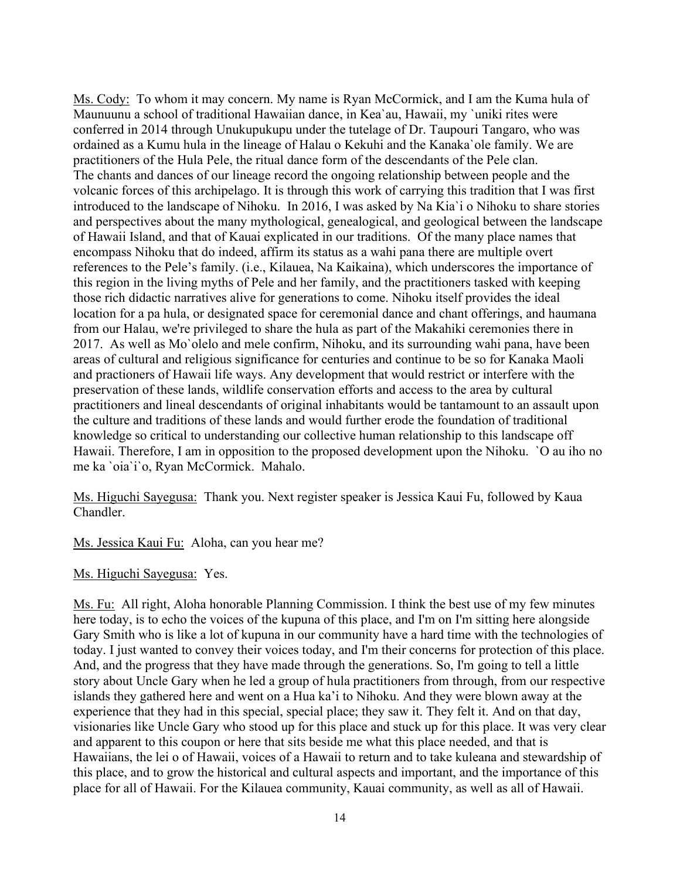Ms. Cody: To whom it may concern. My name is Ryan McCormick, and I am the Kuma hula of Maunuunu a school of traditional Hawaiian dance, in Kea`au, Hawaii, my `uniki rites were conferred in 2014 through Unukupukupu under the tutelage of Dr. Taupouri Tangaro, who was ordained as a Kumu hula in the lineage of Halau o Kekuhi and the Kanaka`ole family. We are practitioners of the Hula Pele, the ritual dance form of the descendants of the Pele clan. The chants and dances of our lineage record the ongoing relationship between people and the volcanic forces of this archipelago. It is through this work of carrying this tradition that I was first introduced to the landscape of Nihoku. In 2016, I was asked by Na Kia`i o Nihoku to share stories and perspectives about the many mythological, genealogical, and geological between the landscape of Hawaii Island, and that of Kauai explicated in our traditions. Of the many place names that encompass Nihoku that do indeed, affirm its status as a wahi pana there are multiple overt references to the Pele's family. (i.e., Kilauea, Na Kaikaina), which underscores the importance of this region in the living myths of Pele and her family, and the practitioners tasked with keeping those rich didactic narratives alive for generations to come. Nihoku itself provides the ideal location for a pa hula, or designated space for ceremonial dance and chant offerings, and haumana from our Halau, we're privileged to share the hula as part of the Makahiki ceremonies there in 2017. As well as Mo`olelo and mele confirm, Nihoku, and its surrounding wahi pana, have been areas of cultural and religious significance for centuries and continue to be so for Kanaka Maoli and practioners of Hawaii life ways. Any development that would restrict or interfere with the preservation of these lands, wildlife conservation efforts and access to the area by cultural practitioners and lineal descendants of original inhabitants would be tantamount to an assault upon the culture and traditions of these lands and would further erode the foundation of traditional knowledge so critical to understanding our collective human relationship to this landscape off Hawaii. Therefore, I am in opposition to the proposed development upon the Nihoku. `O au iho no me ka `oia`i`o, Ryan McCormick. Mahalo.

Ms. Higuchi Sayegusa: Thank you. Next register speaker is Jessica Kaui Fu, followed by Kaua Chandler.

Ms. Jessica Kaui Fu: Aloha, can you hear me?

Ms. Higuchi Sayegusa: Yes.

Ms. Fu: All right, Aloha honorable Planning Commission. I think the best use of my few minutes here today, is to echo the voices of the kupuna of this place, and I'm on I'm sitting here alongside Gary Smith who is like a lot of kupuna in our community have a hard time with the technologies of today. I just wanted to convey their voices today, and I'm their concerns for protection of this place. And, and the progress that they have made through the generations. So, I'm going to tell a little story about Uncle Gary when he led a group of hula practitioners from through, from our respective islands they gathered here and went on a Hua ka'i to Nihoku. And they were blown away at the experience that they had in this special, special place; they saw it. They felt it. And on that day, visionaries like Uncle Gary who stood up for this place and stuck up for this place. It was very clear and apparent to this coupon or here that sits beside me what this place needed, and that is Hawaiians, the lei o of Hawaii, voices of a Hawaii to return and to take kuleana and stewardship of this place, and to grow the historical and cultural aspects and important, and the importance of this place for all of Hawaii. For the Kilauea community, Kauai community, as well as all of Hawaii.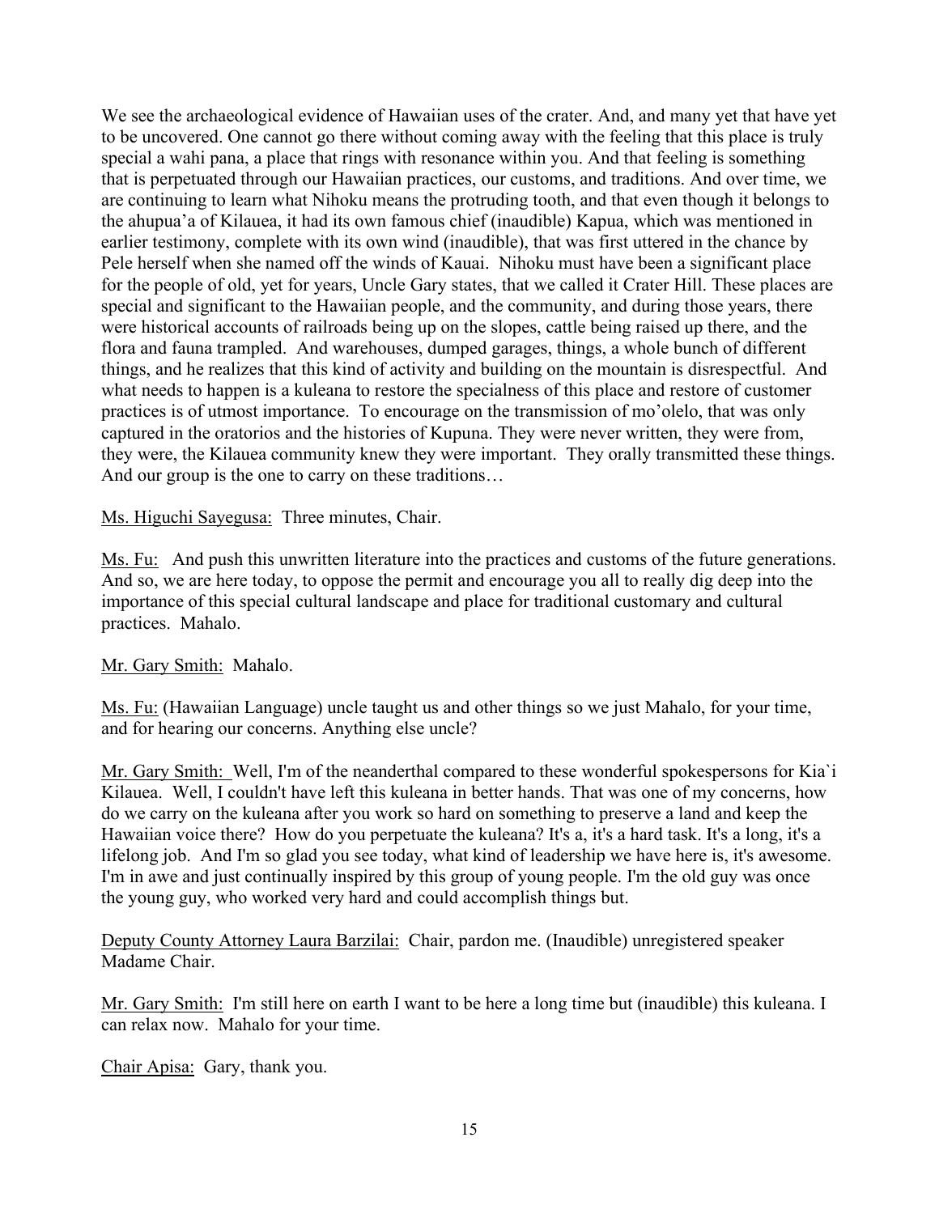We see the archaeological evidence of Hawaiian uses of the crater. And, and many yet that have yet to be uncovered. One cannot go there without coming away with the feeling that this place is truly special a wahi pana, a place that rings with resonance within you. And that feeling is something that is perpetuated through our Hawaiian practices, our customs, and traditions. And over time, we are continuing to learn what Nihoku means the protruding tooth, and that even though it belongs to the ahupua'a of Kilauea, it had its own famous chief (inaudible) Kapua, which was mentioned in earlier testimony, complete with its own wind (inaudible), that was first uttered in the chance by Pele herself when she named off the winds of Kauai. Nihoku must have been a significant place for the people of old, yet for years, Uncle Gary states, that we called it Crater Hill. These places are special and significant to the Hawaiian people, and the community, and during those years, there were historical accounts of railroads being up on the slopes, cattle being raised up there, and the flora and fauna trampled. And warehouses, dumped garages, things, a whole bunch of different things, and he realizes that this kind of activity and building on the mountain is disrespectful. And what needs to happen is a kuleana to restore the specialness of this place and restore of customer practices is of utmost importance. To encourage on the transmission of mo'olelo, that was only captured in the oratorios and the histories of Kupuna. They were never written, they were from, they were, the Kilauea community knew they were important. They orally transmitted these things. And our group is the one to carry on these traditions…

<u>Ms. Higuchi Sayegusa:</u> Three minutes, Chair.

<u>Ms. Fu:</u> And push this unwritten literature into the practices and customs of the future generations. And so, we are here today, to oppose the permit and encourage you all to really dig deep into the importance of this special cultural landscape and place for traditional customary and cultural practices. Mahalo.

<u>Mr. Gary Smith:</u> Mahalo.

<u>Ms. Fu:</u> (Hawaiian Language) uncle taught us and other things so we just Mahalo, for your time, and for hearing our concerns. Anything else uncle?

<u>Mr. Gary Smith:</u> Well, I'm of the neanderthal compared to these wonderful spokespersons for Kia`i Kilauea. Well, I couldn't have left this kuleana in better hands. That was one of my concerns, how do we carry on the kuleana after you work so hard on something to preserve a land and keep the Hawaiian voice there? How do you perpetuate the kuleana? It's a, it's a hard task. It's a long, it's a lifelong job. And I'm so glad you see today, what kind of leadership we have here is, it's awesome. I'm in awe and just continually inspired by this group of young people. I'm the old guy was once the young guy, who worked very hard and could accomplish things but.

<u>Deputy County Attorney Laura Barzilai:</u> Chair, pardon me. (Inaudible) unregistered speaker Madame Chair.

<u>Mr. Gary Smith:</u> I'm still here on earth I want to be here a long time but (inaudible) this kuleana. I can relax now. Mahalo for your time.

<u>Chair Apisa:</u> Gary, thank you.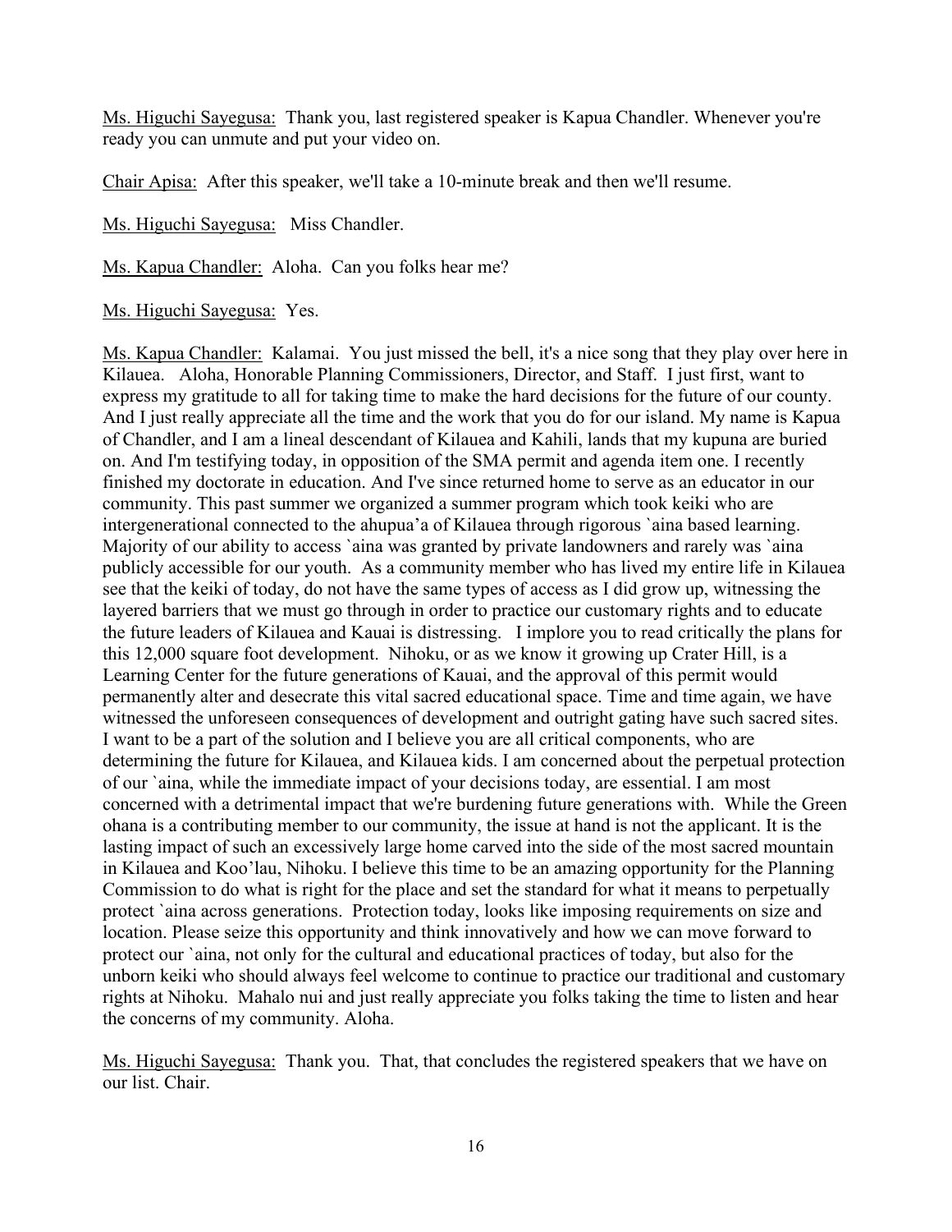Ms. Higuchi Sayegusa: Thank you, last registered speaker is Kapua Chandler. Whenever you're ready you can unmute and put your video on.

Chair Apisa: After this speaker, we'll take a 10-minute break and then we'll resume.

Ms. Higuchi Sayegusa: Miss Chandler.

Ms. Kapua Chandler: Aloha. Can you folks hear me?

Ms. Higuchi Sayegusa: Yes.

Ms. Kapua Chandler: Kalamai. You just missed the bell, it's a nice song that they play over here in Kilauea. Aloha, Honorable Planning Commissioners, Director, and Staff. I just first, want to express my gratitude to all for taking time to make the hard decisions for the future of our county. And I just really appreciate all the time and the work that you do for our island. My name is Kapua of Chandler, and I am a lineal descendant of Kilauea and Kahili, lands that my kupuna are buried on. And I'm testifying today, in opposition of the SMA permit and agenda item one. I recently finished my doctorate in education. And I've since returned home to serve as an educator in our community. This past summer we organized a summer program which took keiki who are intergenerational connected to the ahupua'a of Kilauea through rigorous `aina based learning. Majority of our ability to access `aina was granted by private landowners and rarely was `aina publicly accessible for our youth. As a community member who has lived my entire life in Kilauea see that the keiki of today, do not have the same types of access as I did grow up, witnessing the layered barriers that we must go through in order to practice our customary rights and to educate the future leaders of Kilauea and Kauai is distressing. I implore you to read critically the plans for this 12,000 square foot development. Nihoku, or as we know it growing up Crater Hill, is a Learning Center for the future generations of Kauai, and the approval of this permit would permanently alter and desecrate this vital sacred educational space. Time and time again, we have witnessed the unforeseen consequences of development and outright gating have such sacred sites. I want to be a part of the solution and I believe you are all critical components, who are determining the future for Kilauea, and Kilauea kids. I am concerned about the perpetual protection of our `aina, while the immediate impact of your decisions today, are essential. I am most concerned with a detrimental impact that we're burdening future generations with. While the Green ohana is a contributing member to our community, the issue at hand is not the applicant. It is the lasting impact of such an excessively large home carved into the side of the most sacred mountain in Kilauea and Koo'lau, Nihoku. I believe this time to be an amazing opportunity for the Planning Commission to do what is right for the place and set the standard for what it means to perpetually protect `aina across generations. Protection today, looks like imposing requirements on size and location. Please seize this opportunity and think innovatively and how we can move forward to protect our `aina, not only for the cultural and educational practices of today, but also for the unborn keiki who should always feel welcome to continue to practice our traditional and customary rights at Nihoku. Mahalo nui and just really appreciate you folks taking the time to listen and hear the concerns of my community. Aloha.

Ms. Higuchi Sayegusa: Thank you. That, that concludes the registered speakers that we have on our list. Chair.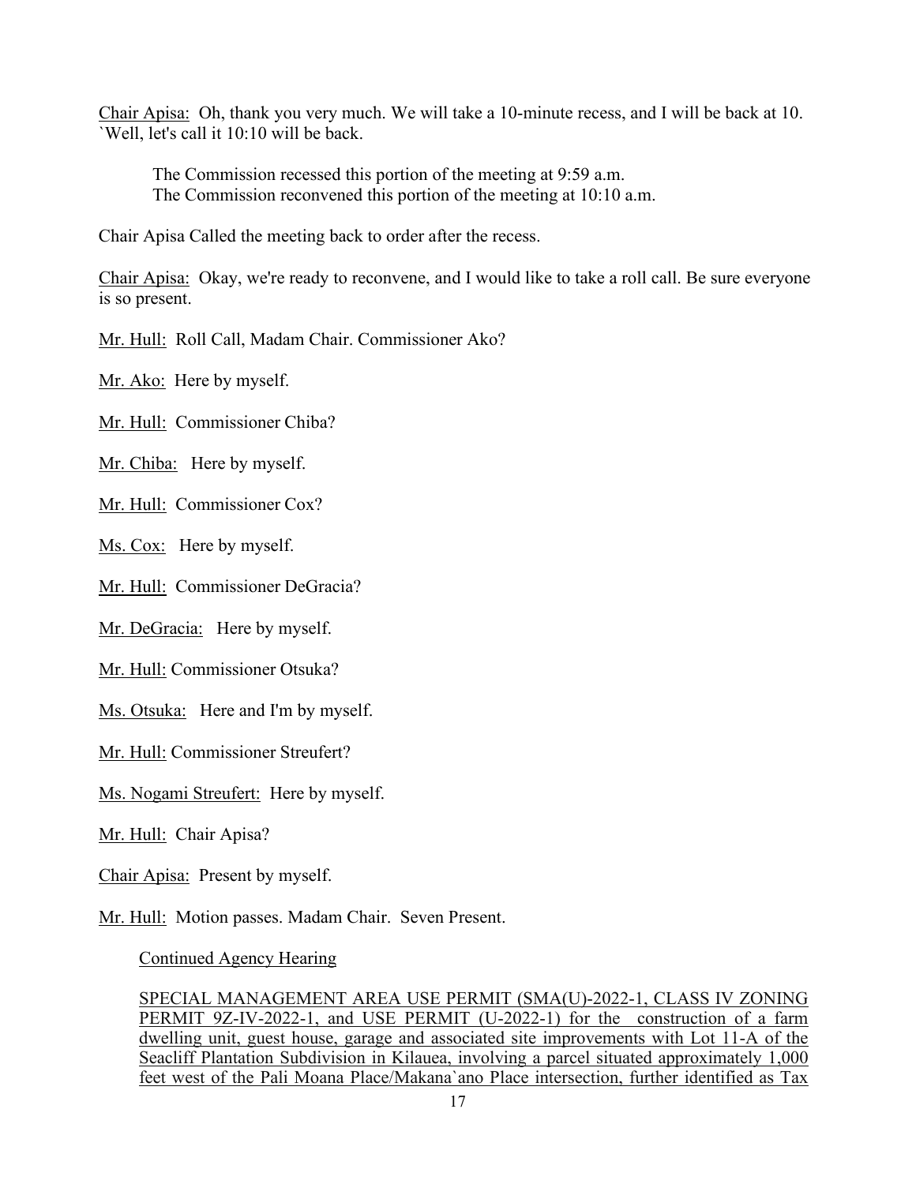Chair Apisa: Oh, thank you very much. We will take a 10-minute recess, and I will be back at 10. `Well, let's call it 10:10 will be back.

The Commission recessed this portion of the meeting at 9:59 a.m.
The Commission reconvened this portion of the meeting at 10:10 a.m.

Chair Apisa Called the meeting back to order after the recess.

Chair Apisa: Okay, we're ready to reconvene, and I would like to take a roll call. Be sure everyone is so present.

Mr. Hull: Roll Call, Madam Chair. Commissioner Ako?

Mr. Ako: Here by myself.

Mr. Hull: Commissioner Chiba?

Mr. Chiba: Here by myself.

Mr. Hull: Commissioner Cox?

Ms. Cox: Here by myself.

Mr. Hull: Commissioner DeGracia?

Mr. DeGracia: Here by myself.

Mr. Hull: Commissioner Otsuka?

Ms. Otsuka: Here and I'm by myself.

Mr. Hull: Commissioner Streufert?

Ms. Nogami Streufert: Here by myself.

Mr. Hull: Chair Apisa?

Chair Apisa: Present by myself.

Mr. Hull: Motion passes. Madam Chair. Seven Present.

Continued Agency Hearing

SPECIAL MANAGEMENT AREA USE PERMIT (SMA(U)-2022-1, CLASS IV ZONING PERMIT 9Z-IV-2022-1, and USE PERMIT (U-2022-1) for the construction of a farm dwelling unit, guest house, garage and associated site improvements with Lot 11-A of the Seacliff Plantation Subdivision in Kilauea, involving a parcel situated approximately 1,000 feet west of the Pali Moana Place/Makana`ano Place intersection, further identified as Tax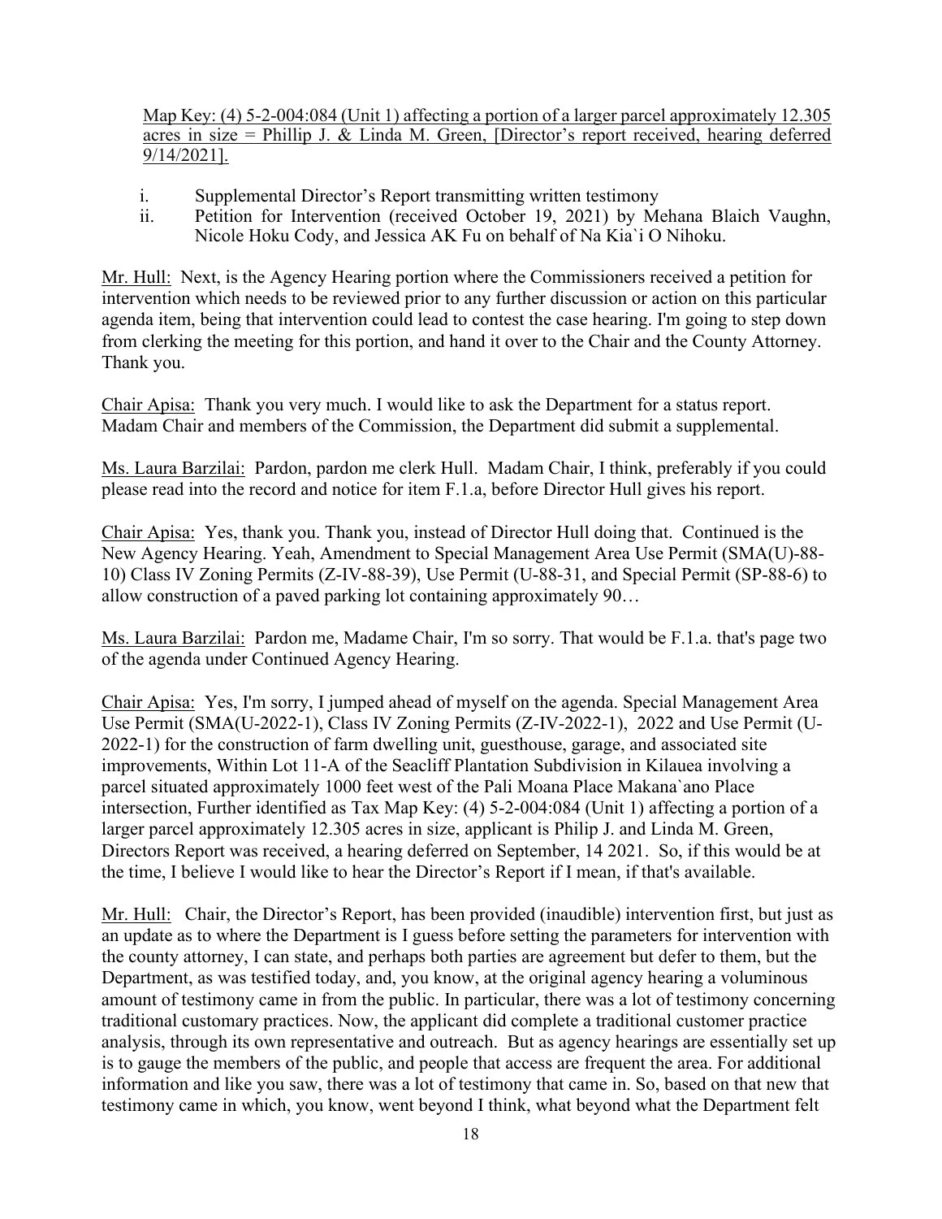Map Key: (4) 5-2-004:084 (Unit 1) affecting a portion of a larger parcel approximately 12.305 acres in size = Phillip J. & Linda M. Green, [Director's report received, hearing deferred 9/14/2021].

i. Supplemental Director's Report transmitting written testimony
ii. Petition for Intervention (received October 19, 2021) by Mehana Blaich Vaughn, Nicole Hoku Cody, and Jessica AK Fu on behalf of Na Kia`i O Nihoku.

Mr. Hull: Next, is the Agency Hearing portion where the Commissioners received a petition for intervention which needs to be reviewed prior to any further discussion or action on this particular agenda item, being that intervention could lead to contest the case hearing. I'm going to step down from clerking the meeting for this portion, and hand it over to the Chair and the County Attorney. Thank you.

Chair Apisa: Thank you very much. I would like to ask the Department for a status report. Madam Chair and members of the Commission, the Department did submit a supplemental.

Ms. Laura Barzilai: Pardon, pardon me clerk Hull. Madam Chair, I think, preferably if you could please read into the record and notice for item F.1.a, before Director Hull gives his report.

Chair Apisa: Yes, thank you. Thank you, instead of Director Hull doing that. Continued is the New Agency Hearing. Yeah, Amendment to Special Management Area Use Permit (SMA(U)-88-10) Class IV Zoning Permits (Z-IV-88-39), Use Permit (U-88-31, and Special Permit (SP-88-6) to allow construction of a paved parking lot containing approximately 90…

Ms. Laura Barzilai: Pardon me, Madame Chair, I'm so sorry. That would be F.1.a. that's page two of the agenda under Continued Agency Hearing.

Chair Apisa: Yes, I'm sorry, I jumped ahead of myself on the agenda. Special Management Area Use Permit (SMA(U-2022-1), Class IV Zoning Permits (Z-IV-2022-1), 2022 and Use Permit (U-2022-1) for the construction of farm dwelling unit, guesthouse, garage, and associated site improvements, Within Lot 11-A of the Seacliff Plantation Subdivision in Kilauea involving a parcel situated approximately 1000 feet west of the Pali Moana Place Makana`ano Place intersection, Further identified as Tax Map Key: (4) 5-2-004:084 (Unit 1) affecting a portion of a larger parcel approximately 12.305 acres in size, applicant is Philip J. and Linda M. Green, Directors Report was received, a hearing deferred on September, 14 2021. So, if this would be at the time, I believe I would like to hear the Director's Report if I mean, if that's available.

Mr. Hull: Chair, the Director's Report, has been provided (inaudible) intervention first, but just as an update as to where the Department is I guess before setting the parameters for intervention with the county attorney, I can state, and perhaps both parties are agreement but defer to them, but the Department, as was testified today, and, you know, at the original agency hearing a voluminous amount of testimony came in from the public. In particular, there was a lot of testimony concerning traditional customary practices. Now, the applicant did complete a traditional customer practice analysis, through its own representative and outreach. But as agency hearings are essentially set up is to gauge the members of the public, and people that access are frequent the area. For additional information and like you saw, there was a lot of testimony that came in. So, based on that new that testimony came in which, you know, went beyond I think, what beyond what the Department felt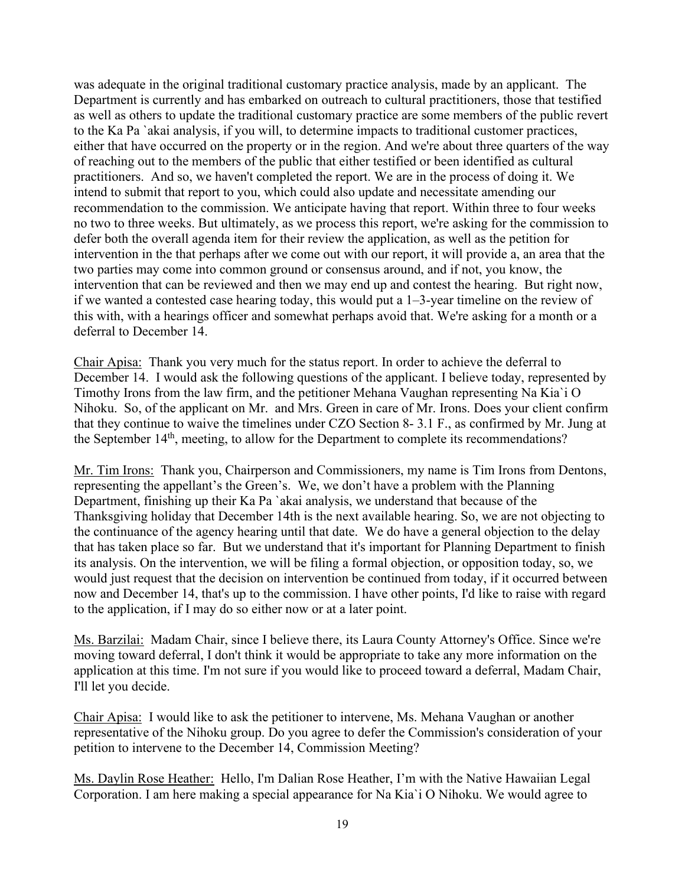was adequate in the original traditional customary practice analysis, made by an applicant. The Department is currently and has embarked on outreach to cultural practitioners, those that testified as well as others to update the traditional customary practice are some members of the public revert to the Ka Pa `akai analysis, if you will, to determine impacts to traditional customer practices, either that have occurred on the property or in the region. And we're about three quarters of the way of reaching out to the members of the public that either testified or been identified as cultural practitioners. And so, we haven't completed the report. We are in the process of doing it. We intend to submit that report to you, which could also update and necessitate amending our recommendation to the commission. We anticipate having that report. Within three to four weeks no two to three weeks. But ultimately, as we process this report, we're asking for the commission to defer both the overall agenda item for their review the application, as well as the petition for intervention in the that perhaps after we come out with our report, it will provide a, an area that the two parties may come into common ground or consensus around, and if not, you know, the intervention that can be reviewed and then we may end up and contest the hearing. But right now, if we wanted a contested case hearing today, this would put a 1–3-year timeline on the review of this with, with a hearings officer and somewhat perhaps avoid that. We're asking for a month or a deferral to December 14.

<u>Chair Apisa:</u> Thank you very much for the status report. In order to achieve the deferral to December 14. I would ask the following questions of the applicant. I believe today, represented by Timothy Irons from the law firm, and the petitioner Mehana Vaughan representing Na Kia`i O Nihoku. So, of the applicant on Mr. and Mrs. Green in care of Mr. Irons. Does your client confirm that they continue to waive the timelines under CZO Section 8- 3.1 F., as confirmed by Mr. Jung at the September 14th, meeting, to allow for the Department to complete its recommendations?

<u>Mr. Tim Irons:</u> Thank you, Chairperson and Commissioners, my name is Tim Irons from Dentons, representing the appellant's the Green's. We, we don't have a problem with the Planning Department, finishing up their Ka Pa `akai analysis, we understand that because of the Thanksgiving holiday that December 14th is the next available hearing. So, we are not objecting to the continuance of the agency hearing until that date. We do have a general objection to the delay that has taken place so far. But we understand that it's important for Planning Department to finish its analysis. On the intervention, we will be filing a formal objection, or opposition today, so, we would just request that the decision on intervention be continued from today, if it occurred between now and December 14, that's up to the commission. I have other points, I'd like to raise with regard to the application, if I may do so either now or at a later point.

<u>Ms. Barzilai:</u> Madam Chair, since I believe there, its Laura County Attorney's Office. Since we're moving toward deferral, I don't think it would be appropriate to take any more information on the application at this time. I'm not sure if you would like to proceed toward a deferral, Madam Chair, I'll let you decide.

<u>Chair Apisa:</u> I would like to ask the petitioner to intervene, Ms. Mehana Vaughan or another representative of the Nihoku group. Do you agree to defer the Commission's consideration of your petition to intervene to the December 14, Commission Meeting?

<u>Ms. Daylin Rose Heather:</u> Hello, I'm Dalian Rose Heather, I'm with the Native Hawaiian Legal Corporation. I am here making a special appearance for Na Kia`i O Nihoku. We would agree to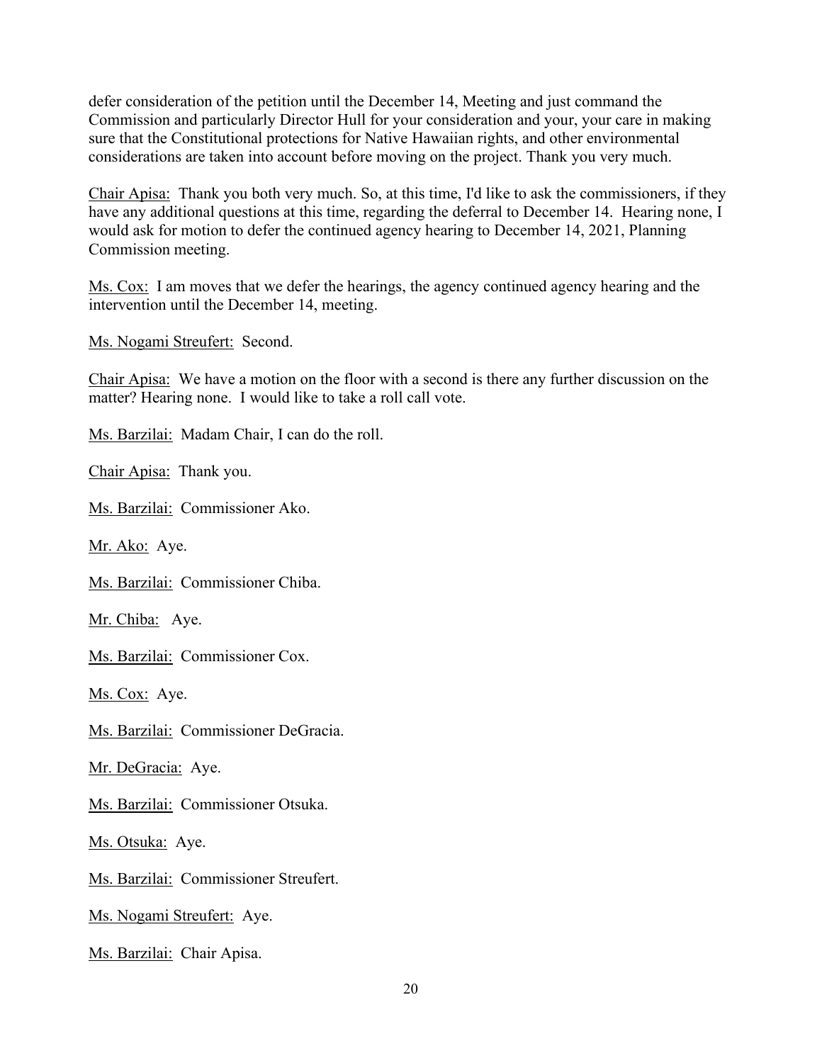defer consideration of the petition until the December 14, Meeting and just command the Commission and particularly Director Hull for your consideration and your, your care in making sure that the Constitutional protections for Native Hawaiian rights, and other environmental considerations are taken into account before moving on the project. Thank you very much.

Chair Apisa: Thank you both very much. So, at this time, I'd like to ask the commissioners, if they have any additional questions at this time, regarding the deferral to December 14. Hearing none, I would ask for motion to defer the continued agency hearing to December 14, 2021, Planning Commission meeting.

Ms. Cox: I am moves that we defer the hearings, the agency continued agency hearing and the intervention until the December 14, meeting.

Ms. Nogami Streufert: Second.

Chair Apisa: We have a motion on the floor with a second is there any further discussion on the matter? Hearing none. I would like to take a roll call vote.

Ms. Barzilai: Madam Chair, I can do the roll.

Chair Apisa: Thank you.

Ms. Barzilai: Commissioner Ako.

Mr. Ako: Aye.

Ms. Barzilai: Commissioner Chiba.

Mr. Chiba: Aye.

Ms. Barzilai: Commissioner Cox.

Ms. Cox: Aye.

Ms. Barzilai: Commissioner DeGracia.

Mr. DeGracia: Aye.

Ms. Barzilai: Commissioner Otsuka.

Ms. Otsuka: Aye.

Ms. Barzilai: Commissioner Streufert.

Ms. Nogami Streufert: Aye.

Ms. Barzilai: Chair Apisa.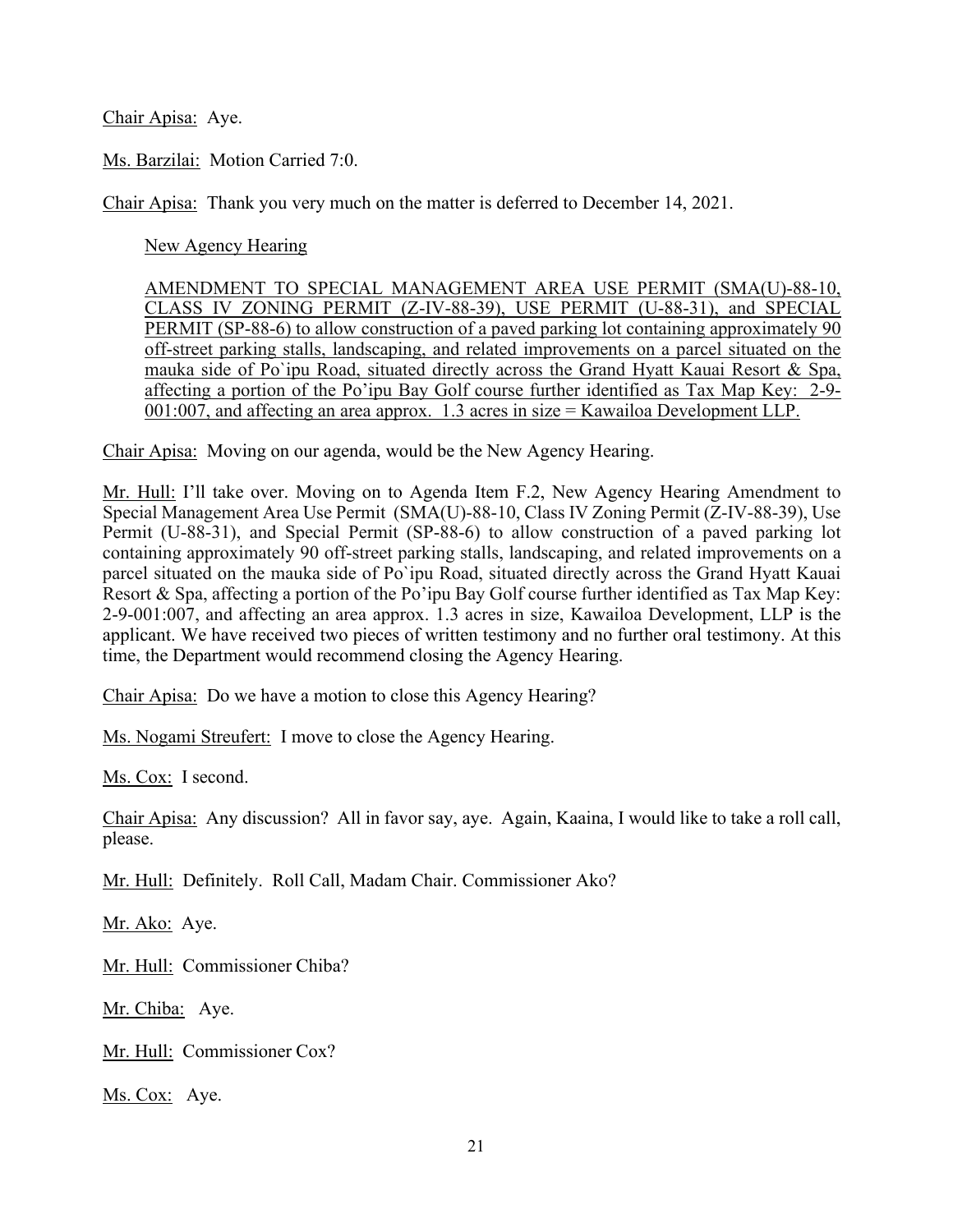Chair Apisa: Aye.

Ms. Barzilai: Motion Carried 7:0.

Chair Apisa: Thank you very much on the matter is deferred to December 14, 2021.

New Agency Hearing

AMENDMENT TO SPECIAL MANAGEMENT AREA USE PERMIT (SMA(U)-88-10, CLASS IV ZONING PERMIT (Z-IV-88-39), USE PERMIT (U-88-31), and SPECIAL PERMIT (SP-88-6) to allow construction of a paved parking lot containing approximately 90 off-street parking stalls, landscaping, and related improvements on a parcel situated on the mauka side of Po`ipu Road, situated directly across the Grand Hyatt Kauai Resort & Spa, affecting a portion of the Po'ipu Bay Golf course further identified as Tax Map Key: 2-9-001:007, and affecting an area approx. 1.3 acres in size = Kawailoa Development LLP.

Chair Apisa: Moving on our agenda, would be the New Agency Hearing.

Mr. Hull: I'll take over. Moving on to Agenda Item F.2, New Agency Hearing Amendment to Special Management Area Use Permit (SMA(U)-88-10, Class IV Zoning Permit (Z-IV-88-39), Use Permit (U-88-31), and Special Permit (SP-88-6) to allow construction of a paved parking lot containing approximately 90 off-street parking stalls, landscaping, and related improvements on a parcel situated on the mauka side of Po`ipu Road, situated directly across the Grand Hyatt Kauai Resort & Spa, affecting a portion of the Po'ipu Bay Golf course further identified as Tax Map Key: 2-9-001:007, and affecting an area approx. 1.3 acres in size, Kawailoa Development, LLP is the applicant. We have received two pieces of written testimony and no further oral testimony. At this time, the Department would recommend closing the Agency Hearing.

Chair Apisa: Do we have a motion to close this Agency Hearing?

Ms. Nogami Streufert: I move to close the Agency Hearing.

Ms. Cox: I second.

Chair Apisa: Any discussion? All in favor say, aye. Again, Kaaina, I would like to take a roll call, please.

Mr. Hull: Definitely. Roll Call, Madam Chair. Commissioner Ako?

Mr. Ako: Aye.

Mr. Hull: Commissioner Chiba?

Mr. Chiba: Aye.

Mr. Hull: Commissioner Cox?

Ms. Cox: Aye.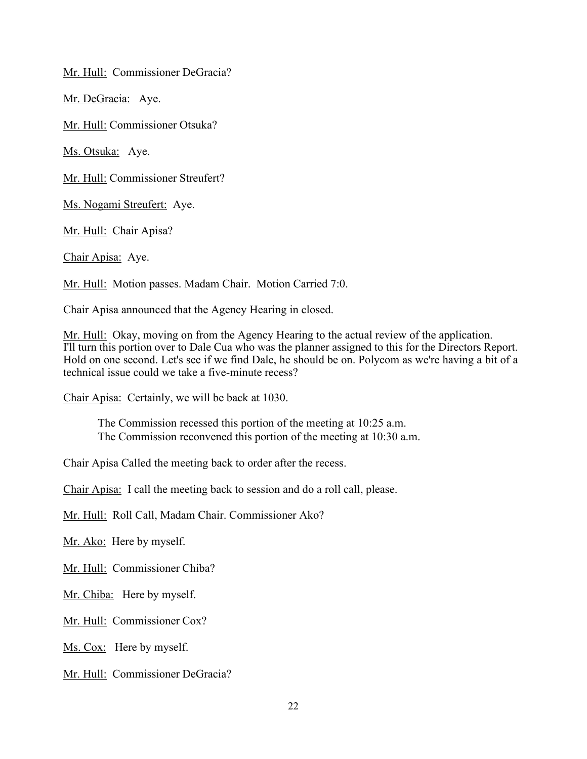Mr. Hull: Commissioner DeGracia?

Mr. DeGracia: Aye.

Mr. Hull: Commissioner Otsuka?

Ms. Otsuka: Aye.

Mr. Hull: Commissioner Streufert?

Ms. Nogami Streufert: Aye.

Mr. Hull: Chair Apisa?

Chair Apisa: Aye.

Mr. Hull: Motion passes. Madam Chair. Motion Carried 7:0.

Chair Apisa announced that the Agency Hearing in closed.

Mr. Hull: Okay, moving on from the Agency Hearing to the actual review of the application. I'll turn this portion over to Dale Cua who was the planner assigned to this for the Directors Report. Hold on one second. Let's see if we find Dale, he should be on. Polycom as we're having a bit of a technical issue could we take a five-minute recess?

Chair Apisa: Certainly, we will be back at 1030.

> The Commission recessed this portion of the meeting at 10:25 a.m.
> The Commission reconvened this portion of the meeting at 10:30 a.m.

Chair Apisa Called the meeting back to order after the recess.

Chair Apisa: I call the meeting back to session and do a roll call, please.

Mr. Hull: Roll Call, Madam Chair. Commissioner Ako?

Mr. Ako: Here by myself.

Mr. Hull: Commissioner Chiba?

Mr. Chiba: Here by myself.

Mr. Hull: Commissioner Cox?

Ms. Cox: Here by myself.

Mr. Hull: Commissioner DeGracia?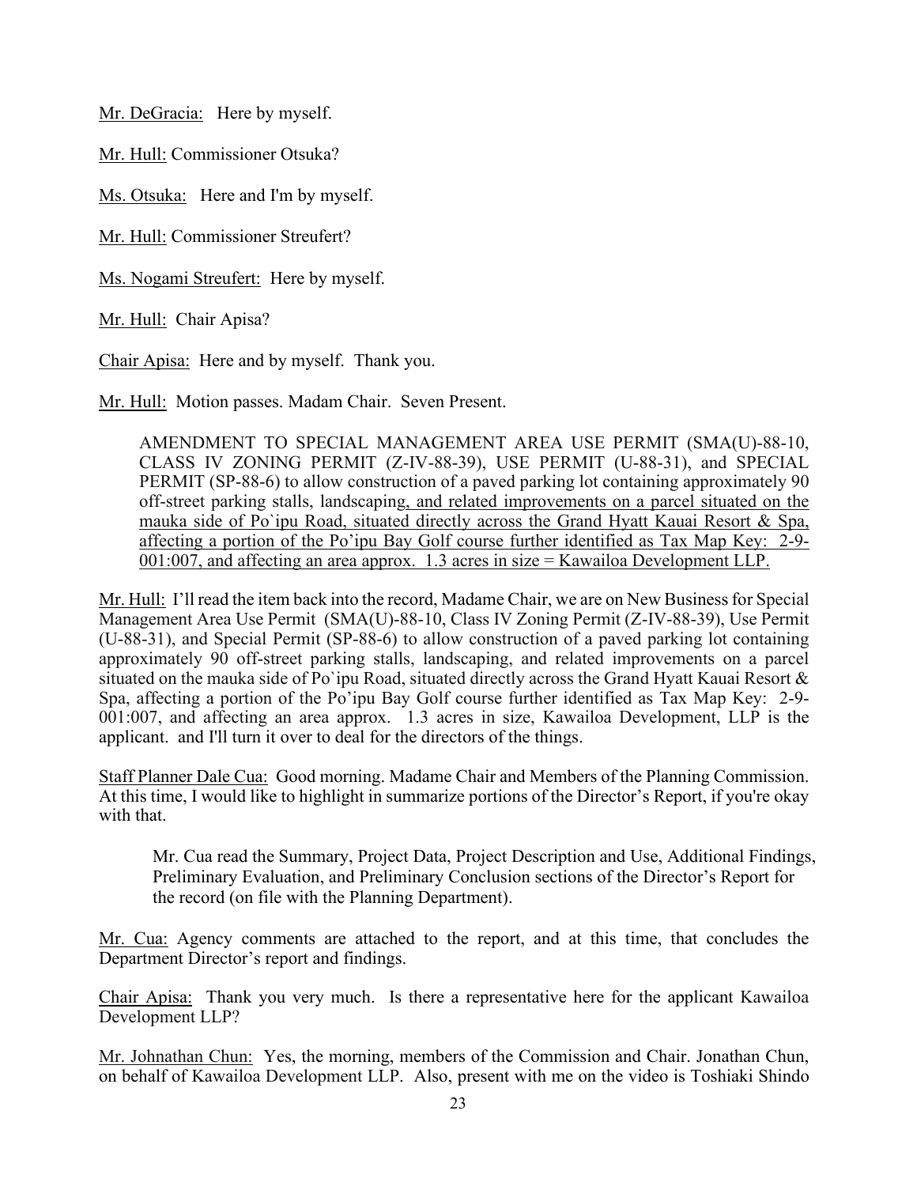Mr. DeGracia: Here by myself.

Mr. Hull: Commissioner Otsuka?

Ms. Otsuka: Here and I'm by myself.

Mr. Hull: Commissioner Streufert?

Ms. Nogami Streufert: Here by myself.

Mr. Hull: Chair Apisa?

Chair Apisa: Here and by myself. Thank you.

Mr. Hull: Motion passes. Madam Chair. Seven Present.

> AMENDMENT TO SPECIAL MANAGEMENT AREA USE PERMIT (SMA(U)-88-10, CLASS IV ZONING PERMIT (Z-IV-88-39), USE PERMIT (U-88-31), and SPECIAL PERMIT (SP-88-6) to allow construction of a paved parking lot containing approximately 90 off-street parking stalls, landscaping, and related improvements on a parcel situated on the mauka side of Po`ipu Road, situated directly across the Grand Hyatt Kauai Resort & Spa, affecting a portion of the Po'ipu Bay Golf course further identified as Tax Map Key: 2-9-001:007, and affecting an area approx. 1.3 acres in size = Kawailoa Development LLP.

Mr. Hull: I'll read the item back into the record, Madame Chair, we are on New Business for Special Management Area Use Permit (SMA(U)-88-10, Class IV Zoning Permit (Z-IV-88-39), Use Permit (U-88-31), and Special Permit (SP-88-6) to allow construction of a paved parking lot containing approximately 90 off-street parking stalls, landscaping, and related improvements on a parcel situated on the mauka side of Po`ipu Road, situated directly across the Grand Hyatt Kauai Resort & Spa, affecting a portion of the Po'ipu Bay Golf course further identified as Tax Map Key: 2-9-001:007, and affecting an area approx. 1.3 acres in size, Kawailoa Development, LLP is the applicant. and I'll turn it over to deal for the directors of the things.

Staff Planner Dale Cua: Good morning. Madame Chair and Members of the Planning Commission. At this time, I would like to highlight in summarize portions of the Director's Report, if you're okay with that.

> Mr. Cua read the Summary, Project Data, Project Description and Use, Additional Findings, Preliminary Evaluation, and Preliminary Conclusion sections of the Director's Report for the record (on file with the Planning Department).

Mr. Cua: Agency comments are attached to the report, and at this time, that concludes the Department Director's report and findings.

Chair Apisa: Thank you very much. Is there a representative here for the applicant Kawailoa Development LLP?

Mr. Johnathan Chun: Yes, the morning, members of the Commission and Chair. Jonathan Chun, on behalf of Kawailoa Development LLP. Also, present with me on the video is Toshiaki Shindo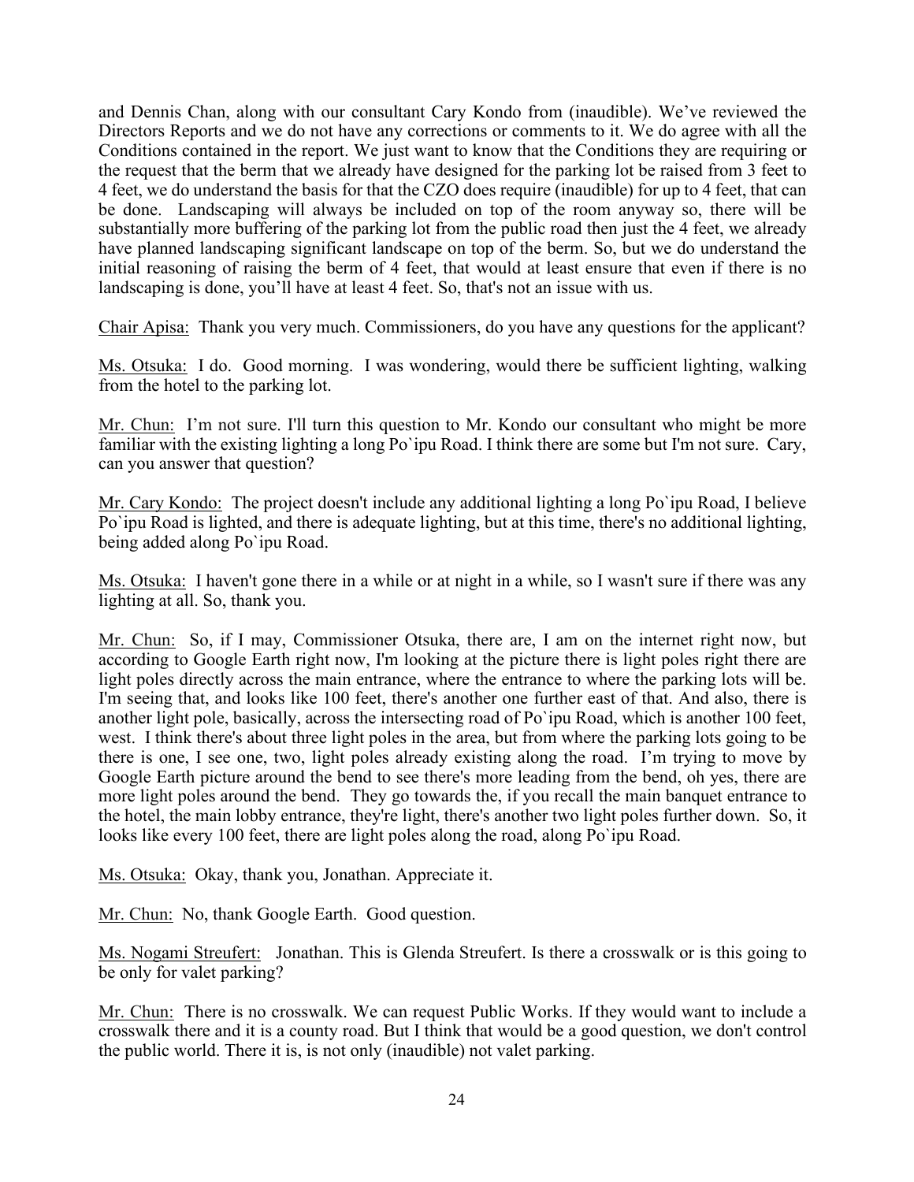and Dennis Chan, along with our consultant Cary Kondo from (inaudible). We've reviewed the Directors Reports and we do not have any corrections or comments to it. We do agree with all the Conditions contained in the report. We just want to know that the Conditions they are requiring or the request that the berm that we already have designed for the parking lot be raised from 3 feet to 4 feet, we do understand the basis for that the CZO does require (inaudible) for up to 4 feet, that can be done. Landscaping will always be included on top of the room anyway so, there will be substantially more buffering of the parking lot from the public road then just the 4 feet, we already have planned landscaping significant landscape on top of the berm. So, but we do understand the initial reasoning of raising the berm of 4 feet, that would at least ensure that even if there is no landscaping is done, you'll have at least 4 feet. So, that's not an issue with us.

Chair Apisa: Thank you very much. Commissioners, do you have any questions for the applicant?

Ms. Otsuka: I do. Good morning. I was wondering, would there be sufficient lighting, walking from the hotel to the parking lot.

Mr. Chun: I'm not sure. I'll turn this question to Mr. Kondo our consultant who might be more familiar with the existing lighting a long Po`ipu Road. I think there are some but I'm not sure. Cary, can you answer that question?

Mr. Cary Kondo: The project doesn't include any additional lighting a long Po`ipu Road, I believe Po`ipu Road is lighted, and there is adequate lighting, but at this time, there's no additional lighting, being added along Po`ipu Road.

Ms. Otsuka: I haven't gone there in a while or at night in a while, so I wasn't sure if there was any lighting at all. So, thank you.

Mr. Chun: So, if I may, Commissioner Otsuka, there are, I am on the internet right now, but according to Google Earth right now, I'm looking at the picture there is light poles right there are light poles directly across the main entrance, where the entrance to where the parking lots will be. I'm seeing that, and looks like 100 feet, there's another one further east of that. And also, there is another light pole, basically, across the intersecting road of Po`ipu Road, which is another 100 feet, west. I think there's about three light poles in the area, but from where the parking lots going to be there is one, I see one, two, light poles already existing along the road. I'm trying to move by Google Earth picture around the bend to see there's more leading from the bend, oh yes, there are more light poles around the bend. They go towards the, if you recall the main banquet entrance to the hotel, the main lobby entrance, they're light, there's another two light poles further down. So, it looks like every 100 feet, there are light poles along the road, along Po`ipu Road.

Ms. Otsuka: Okay, thank you, Jonathan. Appreciate it.

Mr. Chun: No, thank Google Earth. Good question.

Ms. Nogami Streufert: Jonathan. This is Glenda Streufert. Is there a crosswalk or is this going to be only for valet parking?

Mr. Chun: There is no crosswalk. We can request Public Works. If they would want to include a crosswalk there and it is a county road. But I think that would be a good question, we don't control the public world. There it is, is not only (inaudible) not valet parking.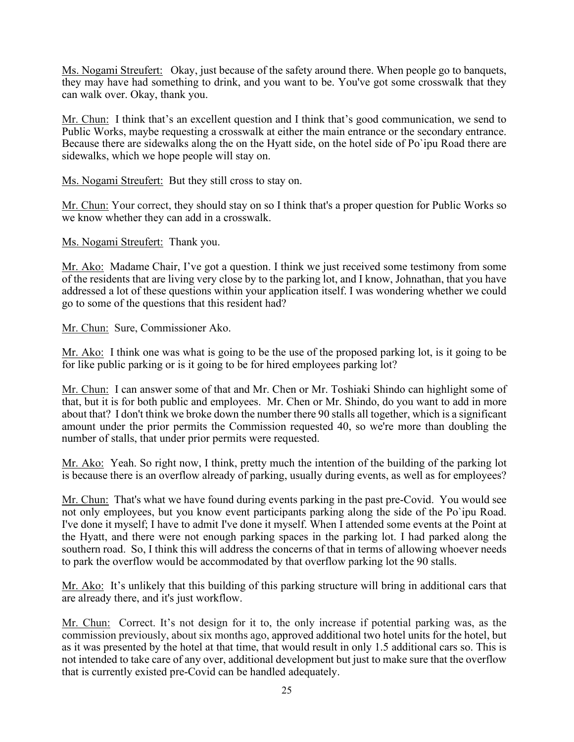Ms. Nogami Streufert: Okay, just because of the safety around there. When people go to banquets, they may have had something to drink, and you want to be. You've got some crosswalk that they can walk over. Okay, thank you.

Mr. Chun: I think that's an excellent question and I think that's good communication, we send to Public Works, maybe requesting a crosswalk at either the main entrance or the secondary entrance. Because there are sidewalks along the on the Hyatt side, on the hotel side of Po`ipu Road there are sidewalks, which we hope people will stay on.

Ms. Nogami Streufert: But they still cross to stay on.

Mr. Chun: Your correct, they should stay on so I think that's a proper question for Public Works so we know whether they can add in a crosswalk.

Ms. Nogami Streufert: Thank you.

Mr. Ako: Madame Chair, I've got a question. I think we just received some testimony from some of the residents that are living very close by to the parking lot, and I know, Johnathan, that you have addressed a lot of these questions within your application itself. I was wondering whether we could go to some of the questions that this resident had?

Mr. Chun: Sure, Commissioner Ako.

Mr. Ako: I think one was what is going to be the use of the proposed parking lot, is it going to be for like public parking or is it going to be for hired employees parking lot?

Mr. Chun: I can answer some of that and Mr. Chen or Mr. Toshiaki Shindo can highlight some of that, but it is for both public and employees. Mr. Chen or Mr. Shindo, do you want to add in more about that? I don't think we broke down the number there 90 stalls all together, which is a significant amount under the prior permits the Commission requested 40, so we're more than doubling the number of stalls, that under prior permits were requested.

Mr. Ako: Yeah. So right now, I think, pretty much the intention of the building of the parking lot is because there is an overflow already of parking, usually during events, as well as for employees?

Mr. Chun: That's what we have found during events parking in the past pre-Covid. You would see not only employees, but you know event participants parking along the side of the Po`ipu Road. I've done it myself; I have to admit I've done it myself. When I attended some events at the Point at the Hyatt, and there were not enough parking spaces in the parking lot. I had parked along the southern road. So, I think this will address the concerns of that in terms of allowing whoever needs to park the overflow would be accommodated by that overflow parking lot the 90 stalls.

Mr. Ako: It's unlikely that this building of this parking structure will bring in additional cars that are already there, and it's just workflow.

Mr. Chun: Correct. It's not design for it to, the only increase if potential parking was, as the commission previously, about six months ago, approved additional two hotel units for the hotel, but as it was presented by the hotel at that time, that would result in only 1.5 additional cars so. This is not intended to take care of any over, additional development but just to make sure that the overflow that is currently existed pre-Covid can be handled adequately.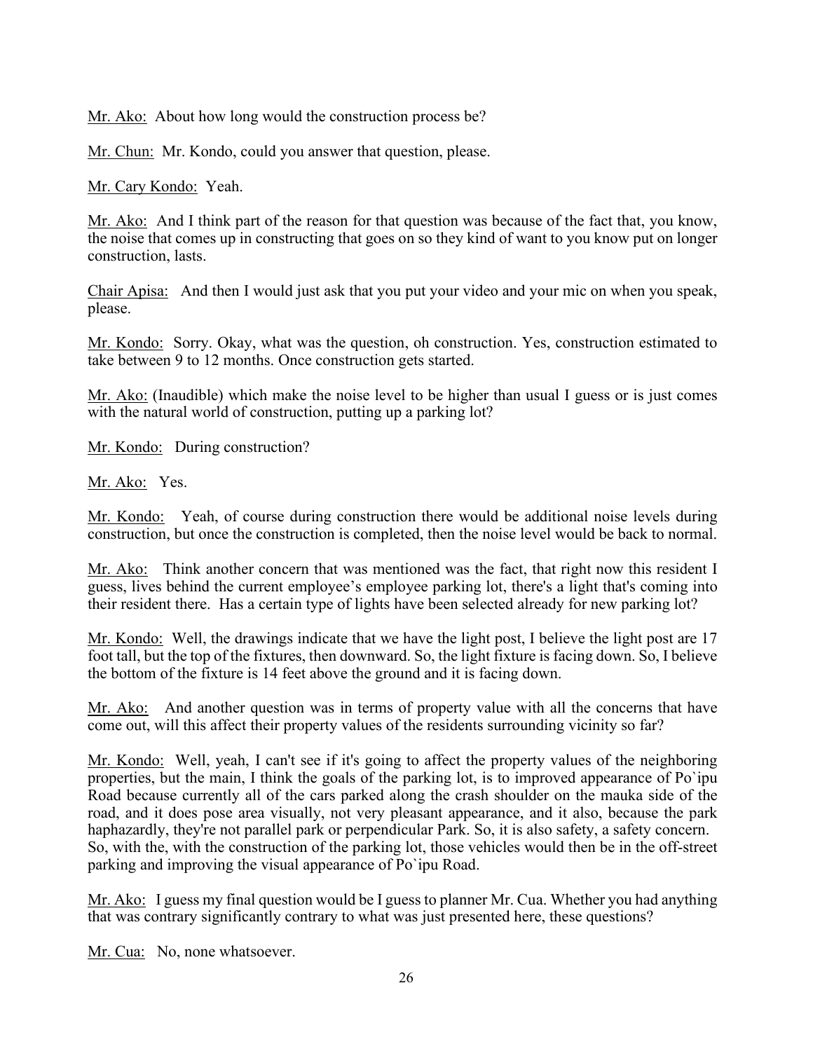Mr. Ako: About how long would the construction process be?

Mr. Chun: Mr. Kondo, could you answer that question, please.

Mr. Cary Kondo: Yeah.

Mr. Ako: And I think part of the reason for that question was because of the fact that, you know, the noise that comes up in constructing that goes on so they kind of want to you know put on longer construction, lasts.

Chair Apisa: And then I would just ask that you put your video and your mic on when you speak, please.

Mr. Kondo: Sorry. Okay, what was the question, oh construction. Yes, construction estimated to take between 9 to 12 months. Once construction gets started.

Mr. Ako: (Inaudible) which make the noise level to be higher than usual I guess or is just comes with the natural world of construction, putting up a parking lot?

Mr. Kondo: During construction?

Mr. Ako: Yes.

Mr. Kondo: Yeah, of course during construction there would be additional noise levels during construction, but once the construction is completed, then the noise level would be back to normal.

Mr. Ako: Think another concern that was mentioned was the fact, that right now this resident I guess, lives behind the current employee's employee parking lot, there's a light that's coming into their resident there. Has a certain type of lights have been selected already for new parking lot?

Mr. Kondo: Well, the drawings indicate that we have the light post, I believe the light post are 17 foot tall, but the top of the fixtures, then downward. So, the light fixture is facing down. So, I believe the bottom of the fixture is 14 feet above the ground and it is facing down.

Mr. Ako: And another question was in terms of property value with all the concerns that have come out, will this affect their property values of the residents surrounding vicinity so far?

Mr. Kondo: Well, yeah, I can't see if it's going to affect the property values of the neighboring properties, but the main, I think the goals of the parking lot, is to improved appearance of Po`ipu Road because currently all of the cars parked along the crash shoulder on the mauka side of the road, and it does pose area visually, not very pleasant appearance, and it also, because the park haphazardly, they're not parallel park or perpendicular Park. So, it is also safety, a safety concern. So, with the, with the construction of the parking lot, those vehicles would then be in the off-street parking and improving the visual appearance of Po`ipu Road.

Mr. Ako: I guess my final question would be I guess to planner Mr. Cua. Whether you had anything that was contrary significantly contrary to what was just presented here, these questions?

Mr. Cua: No, none whatsoever.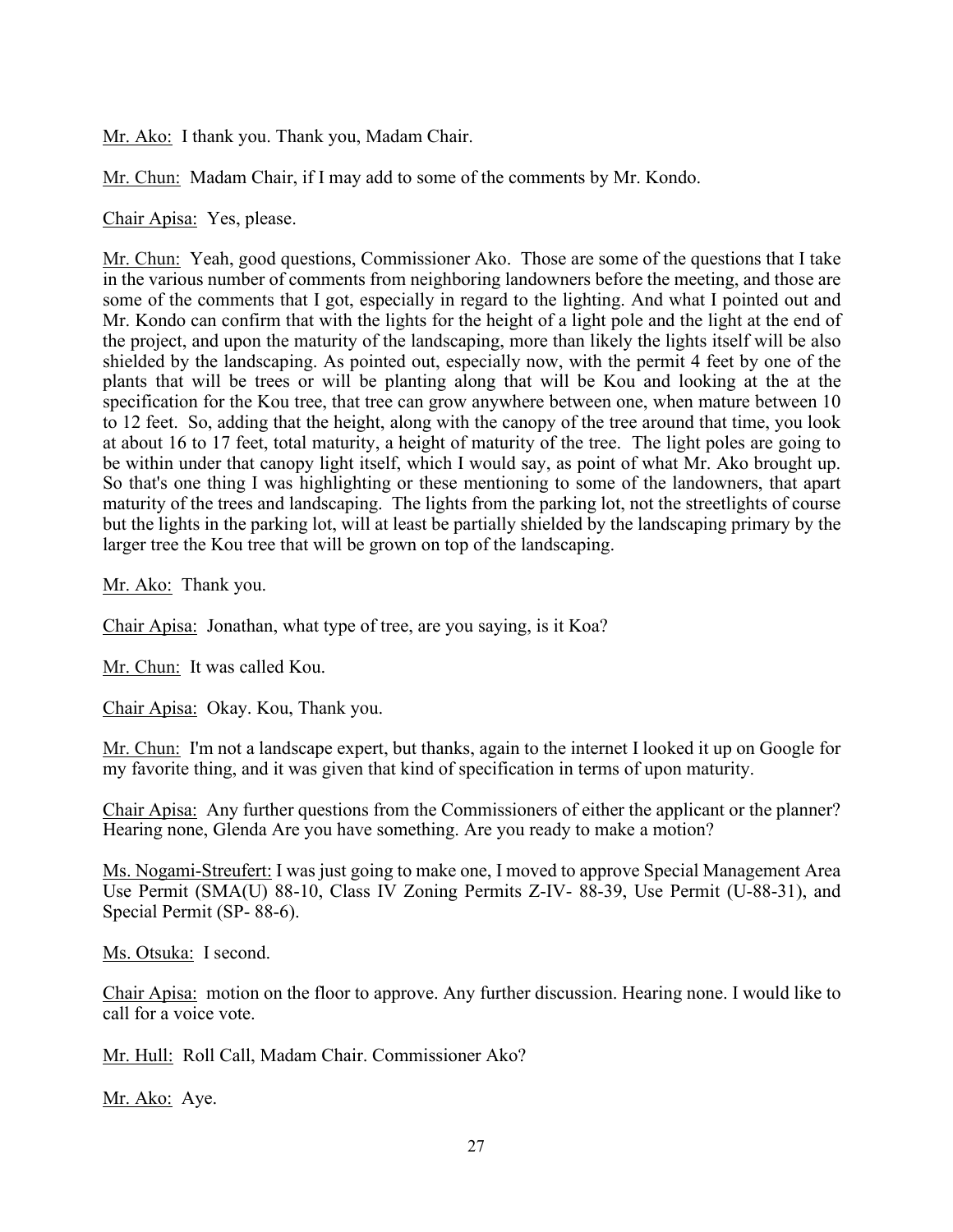<u>Mr. Ako:</u> I thank you. Thank you, Madam Chair.

<u>Mr. Chun:</u> Madam Chair, if I may add to some of the comments by Mr. Kondo.

<u>Chair Apisa:</u> Yes, please.

<u>Mr. Chun:</u> Yeah, good questions, Commissioner Ako. Those are some of the questions that I take in the various number of comments from neighboring landowners before the meeting, and those are some of the comments that I got, especially in regard to the lighting. And what I pointed out and Mr. Kondo can confirm that with the lights for the height of a light pole and the light at the end of the project, and upon the maturity of the landscaping, more than likely the lights itself will be also shielded by the landscaping. As pointed out, especially now, with the permit 4 feet by one of the plants that will be trees or will be planting along that will be Kou and looking at the at the specification for the Kou tree, that tree can grow anywhere between one, when mature between 10 to 12 feet. So, adding that the height, along with the canopy of the tree around that time, you look at about 16 to 17 feet, total maturity, a height of maturity of the tree. The light poles are going to be within under that canopy light itself, which I would say, as point of what Mr. Ako brought up. So that's one thing I was highlighting or these mentioning to some of the landowners, that apart maturity of the trees and landscaping. The lights from the parking lot, not the streetlights of course but the lights in the parking lot, will at least be partially shielded by the landscaping primary by the larger tree the Kou tree that will be grown on top of the landscaping.

<u>Mr. Ako:</u> Thank you.

<u>Chair Apisa:</u> Jonathan, what type of tree, are you saying, is it Koa?

<u>Mr. Chun:</u> It was called Kou.

<u>Chair Apisa:</u> Okay. Kou, Thank you.

<u>Mr. Chun:</u> I'm not a landscape expert, but thanks, again to the internet I looked it up on Google for my favorite thing, and it was given that kind of specification in terms of upon maturity.

<u>Chair Apisa:</u> Any further questions from the Commissioners of either the applicant or the planner? Hearing none, Glenda Are you have something. Are you ready to make a motion?

<u>Ms. Nogami-Streufert:</u> I was just going to make one, I moved to approve Special Management Area Use Permit (SMA(U) 88-10, Class IV Zoning Permits Z-IV- 88-39, Use Permit (U-88-31), and Special Permit (SP- 88-6).

<u>Ms. Otsuka:</u> I second.

<u>Chair Apisa:</u> motion on the floor to approve. Any further discussion. Hearing none. I would like to call for a voice vote.

<u>Mr. Hull:</u> Roll Call, Madam Chair. Commissioner Ako?

<u>Mr. Ako:</u> Aye.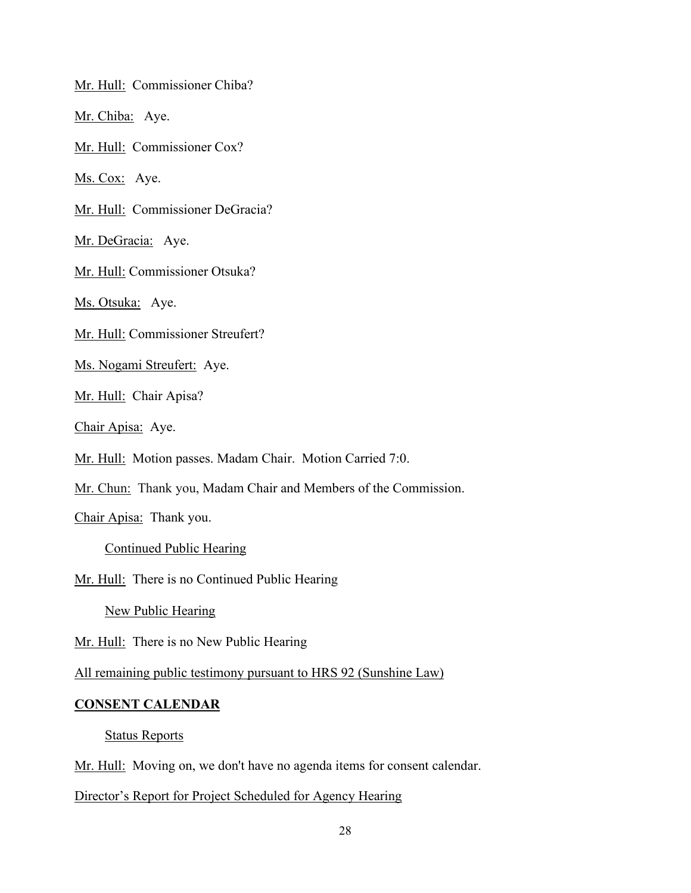Mr. Hull: Commissioner Chiba?

Mr. Chiba: Aye.

Mr. Hull: Commissioner Cox?

Ms. Cox: Aye.

Mr. Hull: Commissioner DeGracia?

Mr. DeGracia: Aye.

Mr. Hull: Commissioner Otsuka?

Ms. Otsuka: Aye.

Mr. Hull: Commissioner Streufert?

Ms. Nogami Streufert: Aye.

Mr. Hull: Chair Apisa?

Chair Apisa: Aye.

Mr. Hull: Motion passes. Madam Chair. Motion Carried 7:0.

Mr. Chun: Thank you, Madam Chair and Members of the Commission.

Chair Apisa: Thank you.

Continued Public Hearing

Mr. Hull: There is no Continued Public Hearing

New Public Hearing

Mr. Hull: There is no New Public Hearing

All remaining public testimony pursuant to HRS 92 (Sunshine Law)

**CONSENT CALENDAR**

Status Reports

Mr. Hull: Moving on, we don't have no agenda items for consent calendar.

Director's Report for Project Scheduled for Agency Hearing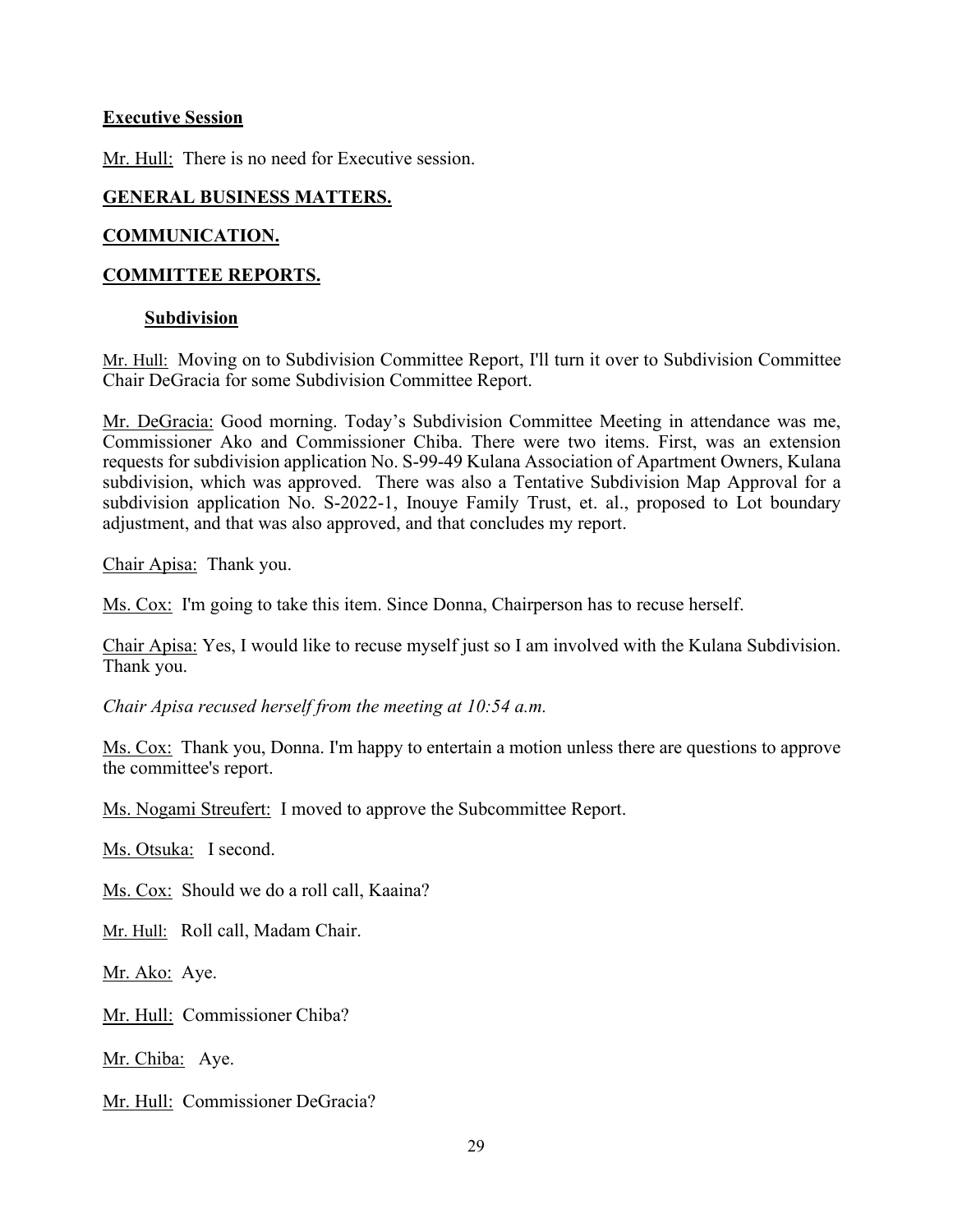**Executive Session**

Mr. Hull: There is no need for Executive session.

**GENERAL BUSINESS MATTERS.**

**COMMUNICATION.**

**COMMITTEE REPORTS.**

**Subdivision**

Mr. Hull: Moving on to Subdivision Committee Report, I'll turn it over to Subdivision Committee Chair DeGracia for some Subdivision Committee Report.

Mr. DeGracia: Good morning. Today's Subdivision Committee Meeting in attendance was me, Commissioner Ako and Commissioner Chiba. There were two items. First, was an extension requests for subdivision application No. S-99-49 Kulana Association of Apartment Owners, Kulana subdivision, which was approved. There was also a Tentative Subdivision Map Approval for a subdivision application No. S-2022-1, Inouye Family Trust, et. al., proposed to Lot boundary adjustment, and that was also approved, and that concludes my report.

Chair Apisa: Thank you.

Ms. Cox: I'm going to take this item. Since Donna, Chairperson has to recuse herself.

Chair Apisa: Yes, I would like to recuse myself just so I am involved with the Kulana Subdivision. Thank you.

*Chair Apisa recused herself from the meeting at 10:54 a.m.*

Ms. Cox: Thank you, Donna. I'm happy to entertain a motion unless there are questions to approve the committee's report.

Ms. Nogami Streufert: I moved to approve the Subcommittee Report.

Ms. Otsuka: I second.

Ms. Cox: Should we do a roll call, Kaaina?

Mr. Hull: Roll call, Madam Chair.

Mr. Ako: Aye.

Mr. Hull: Commissioner Chiba?

Mr. Chiba: Aye.

Mr. Hull: Commissioner DeGracia?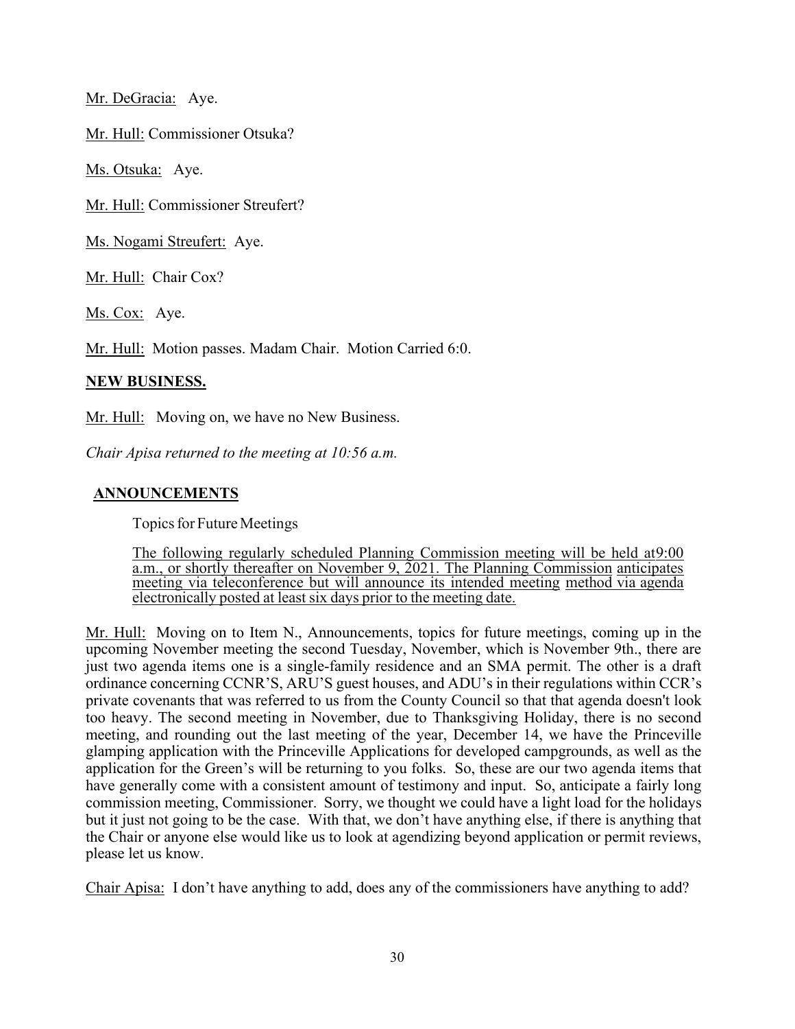Mr. DeGracia: Aye.

Mr. Hull: Commissioner Otsuka?

Ms. Otsuka: Aye.

Mr. Hull: Commissioner Streufert?

Ms. Nogami Streufert: Aye.

Mr. Hull: Chair Cox?

Ms. Cox: Aye.

Mr. Hull: Motion passes. Madam Chair. Motion Carried 6:0.

**NEW BUSINESS.**

Mr. Hull: Moving on, we have no New Business.

*Chair Apisa returned to the meeting at 10:56 a.m.*

**ANNOUNCEMENTS**

Topics for Future Meetings

The following regularly scheduled Planning Commission meeting will be held at9:00 a.m., or shortly thereafter on November 9, 2021. The Planning Commission anticipates meeting via teleconference but will announce its intended meeting method via agenda electronically posted at least six days prior to the meeting date.

Mr. Hull: Moving on to Item N., Announcements, topics for future meetings, coming up in the upcoming November meeting the second Tuesday, November, which is November 9th., there are just two agenda items one is a single-family residence and an SMA permit. The other is a draft ordinance concerning CCNR'S, ARU'S guest houses, and ADU's in their regulations within CCR's private covenants that was referred to us from the County Council so that that agenda doesn't look too heavy. The second meeting in November, due to Thanksgiving Holiday, there is no second meeting, and rounding out the last meeting of the year, December 14, we have the Princeville glamping application with the Princeville Applications for developed campgrounds, as well as the application for the Green's will be returning to you folks. So, these are our two agenda items that have generally come with a consistent amount of testimony and input. So, anticipate a fairly long commission meeting, Commissioner. Sorry, we thought we could have a light load for the holidays but it just not going to be the case. With that, we don't have anything else, if there is anything that the Chair or anyone else would like us to look at agendizing beyond application or permit reviews, please let us know.

Chair Apisa: I don't have anything to add, does any of the commissioners have anything to add?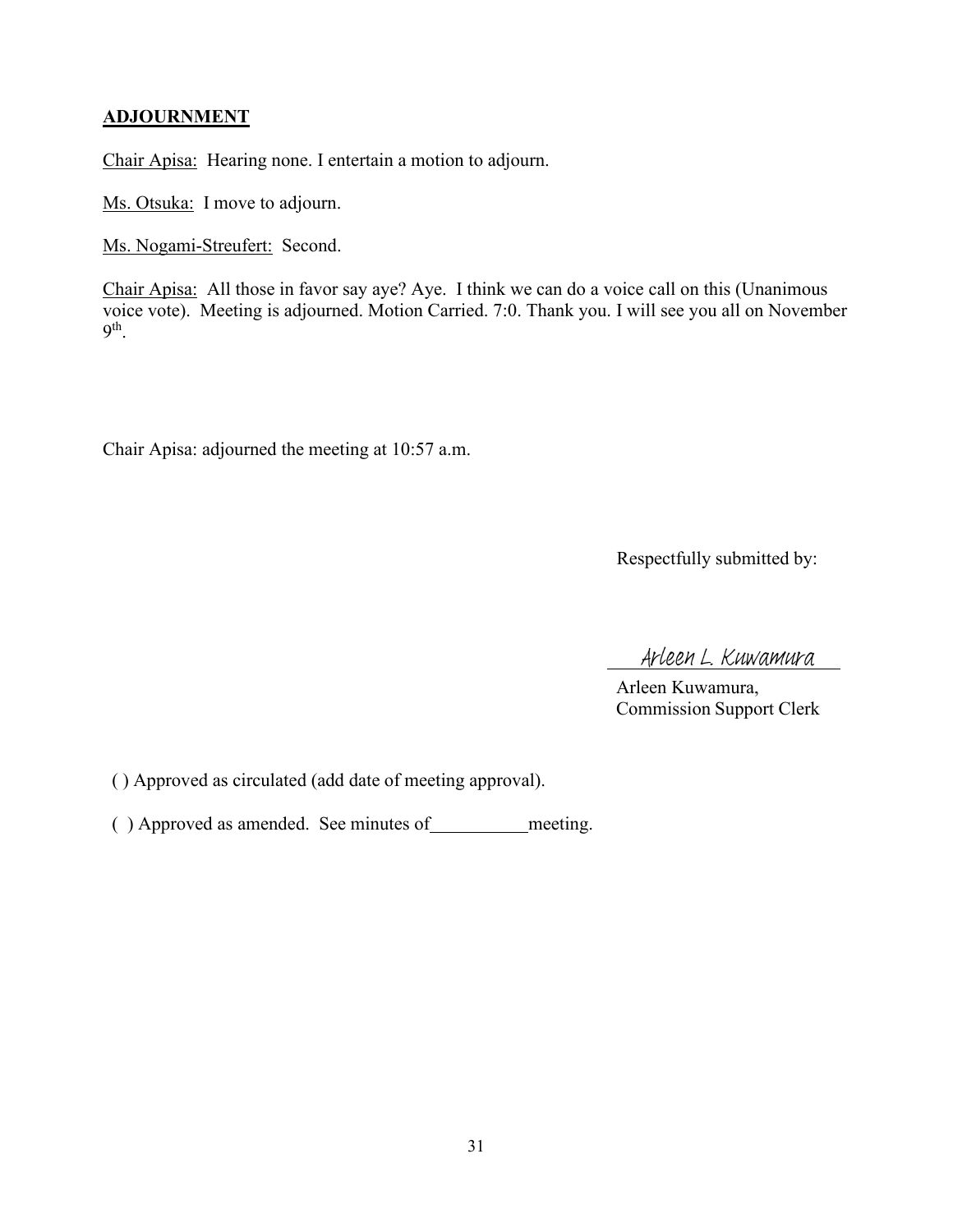**<u>ADJOURNMENT</u>**

<u>Chair Apisa:</u> Hearing none. I entertain a motion to adjourn.

<u>Ms. Otsuka:</u> I move to adjourn.

<u>Ms. Nogami-Streufert:</u> Second.

<u>Chair Apisa:</u> All those in favor say aye? Aye. I think we can do a voice call on this (Unanimous voice vote). Meeting is adjourned. Motion Carried. 7:0. Thank you. I will see you all on November 9th.

Chair Apisa: adjourned the meeting at 10:57 a.m.

Respectfully submitted by:

Arleen L. Kuwamura

Arleen Kuwamura,
Commission Support Clerk

( ) Approved as circulated (add date of meeting approval).

( ) Approved as amended. See minutes of__________meeting.